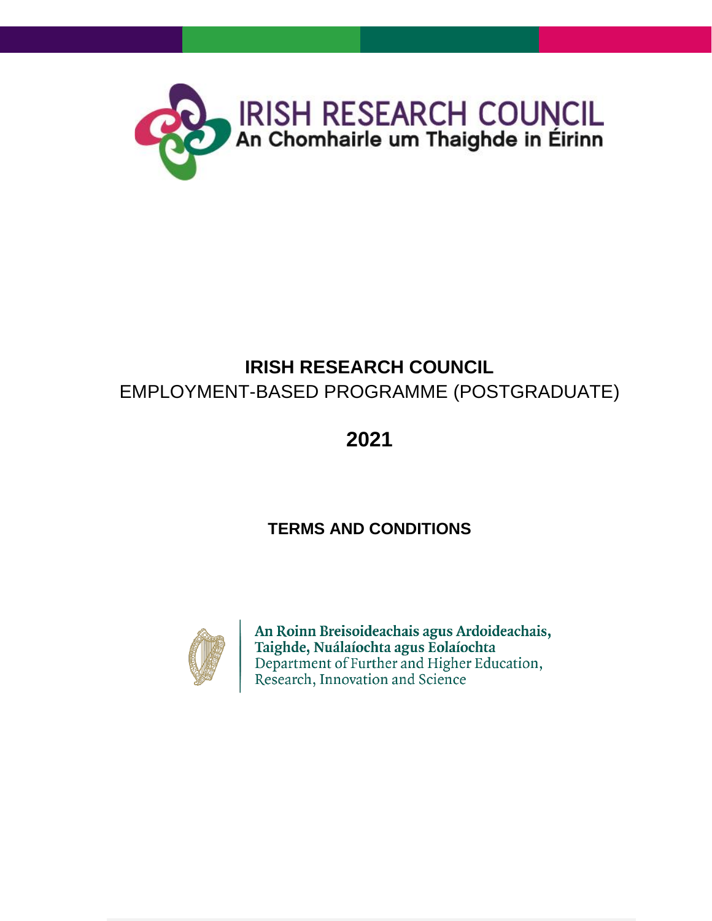IRISH RESEARCH COUNCIL
An Chomhairle um Thaighde in Éirinn

# IRISH RESEARCH COUNCIL

## EMPLOYMENT-BASED PROGRAMME (POSTGRADUATE)

## 2021

### TERMS AND CONDITIONS

An Roinn Breisoideachais agus Ardoideachais, Taighde, Nuálaíochta agus Eolaíochta
Department of Further and Higher Education, Research, Innovation and Science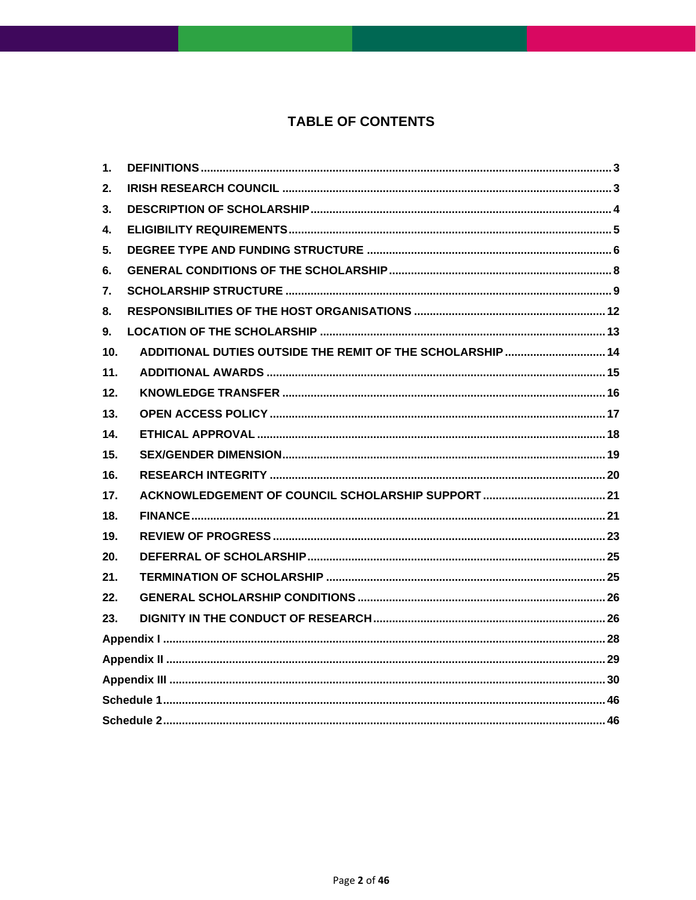# TABLE OF CONTENTS

| | | |
|---|---|---|
| 1. | DEFINITIONS | 3 |
| 2. | IRISH RESEARCH COUNCIL | 3 |
| 3. | DESCRIPTION OF SCHOLARSHIP | 4 |
| 4. | ELIGIBILITY REQUIREMENTS | 5 |
| 5. | DEGREE TYPE AND FUNDING STRUCTURE | 6 |
| 6. | GENERAL CONDITIONS OF THE SCHOLARSHIP | 8 |
| 7. | SCHOLARSHIP STRUCTURE | 9 |
| 8. | RESPONSIBILITIES OF THE HOST ORGANISATIONS | 12 |
| 9. | LOCATION OF THE SCHOLARSHIP | 13 |
| 10. | ADDITIONAL DUTIES OUTSIDE THE REMIT OF THE SCHOLARSHIP | 14 |
| 11. | ADDITIONAL AWARDS | 15 |
| 12. | KNOWLEDGE TRANSFER | 16 |
| 13. | OPEN ACCESS POLICY | 17 |
| 14. | ETHICAL APPROVAL | 18 |
| 15. | SEX/GENDER DIMENSION | 19 |
| 16. | RESEARCH INTEGRITY | 20 |
| 17. | ACKNOWLEDGEMENT OF COUNCIL SCHOLARSHIP SUPPORT | 21 |
| 18. | FINANCE | 21 |
| 19. | REVIEW OF PROGRESS | 23 |
| 20. | DEFERRAL OF SCHOLARSHIP | 25 |
| 21. | TERMINATION OF SCHOLARSHIP | 25 |
| 22. | GENERAL SCHOLARSHIP CONDITIONS | 26 |
| 23. | DIGNITY IN THE CONDUCT OF RESEARCH | 26 |
| Appendix I | | 28 |
| Appendix II | | 29 |
| Appendix III | | 30 |
| Schedule 1 | | 46 |
| Schedule 2 | | 46 |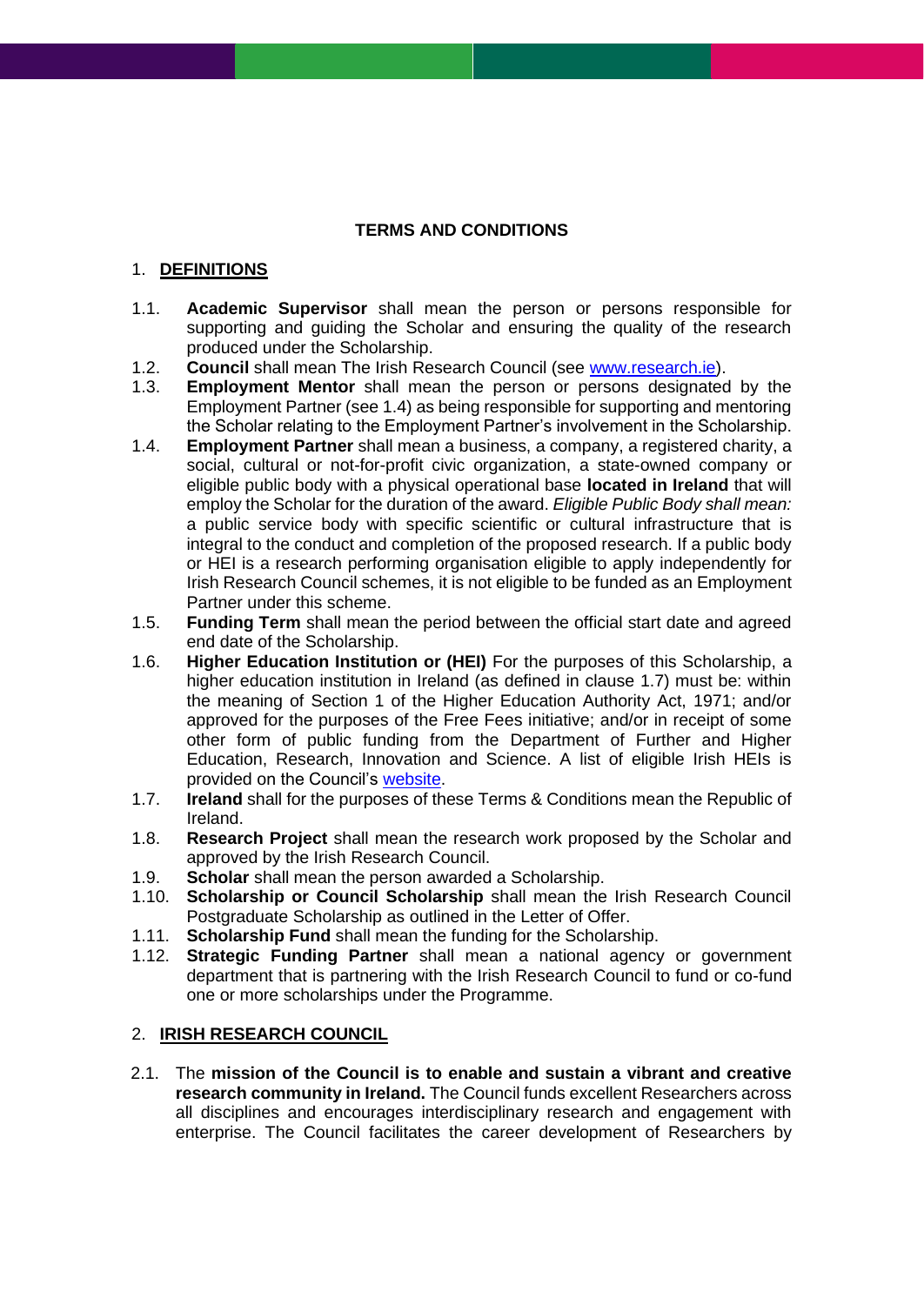## TERMS AND CONDITIONS

### 1. DEFINITIONS

1.1. **Academic Supervisor** shall mean the person or persons responsible for supporting and guiding the Scholar and ensuring the quality of the research produced under the Scholarship.

1.2. **Council** shall mean The Irish Research Council (see [www.research.ie](www.research.ie)).

1.3. **Employment Mentor** shall mean the person or persons designated by the Employment Partner (see 1.4) as being responsible for supporting and mentoring the Scholar relating to the Employment Partner's involvement in the Scholarship.

1.4. **Employment Partner** shall mean a business, a company, a registered charity, a social, cultural or not-for-profit civic organization, a state-owned company or eligible public body with a physical operational base **located in Ireland** that will employ the Scholar for the duration of the award. *Eligible Public Body shall mean:* a public service body with specific scientific or cultural infrastructure that is integral to the conduct and completion of the proposed research. If a public body or HEI is a research performing organisation eligible to apply independently for Irish Research Council schemes, it is not eligible to be funded as an Employment Partner under this scheme.

1.5. **Funding Term** shall mean the period between the official start date and agreed end date of the Scholarship.

1.6. **Higher Education Institution or (HEI)** For the purposes of this Scholarship, a higher education institution in Ireland (as defined in clause 1.7) must be: within the meaning of Section 1 of the Higher Education Authority Act, 1971; and/or approved for the purposes of the Free Fees initiative; and/or in receipt of some other form of public funding from the Department of Further and Higher Education, Research, Innovation and Science. A list of eligible Irish HEIs is provided on the Council's website.

1.7. **Ireland** shall for the purposes of these Terms & Conditions mean the Republic of Ireland.

1.8. **Research Project** shall mean the research work proposed by the Scholar and approved by the Irish Research Council.

1.9. **Scholar** shall mean the person awarded a Scholarship.

1.10. **Scholarship or Council Scholarship** shall mean the Irish Research Council Postgraduate Scholarship as outlined in the Letter of Offer.

1.11. **Scholarship Fund** shall mean the funding for the Scholarship.

1.12. **Strategic Funding Partner** shall mean a national agency or government department that is partnering with the Irish Research Council to fund or co-fund one or more scholarships under the Programme.

### 2. IRISH RESEARCH COUNCIL

2.1. The **mission of the Council is to enable and sustain a vibrant and creative research community in Ireland.** The Council funds excellent Researchers across all disciplines and encourages interdisciplinary research and engagement with enterprise. The Council facilitates the career development of Researchers by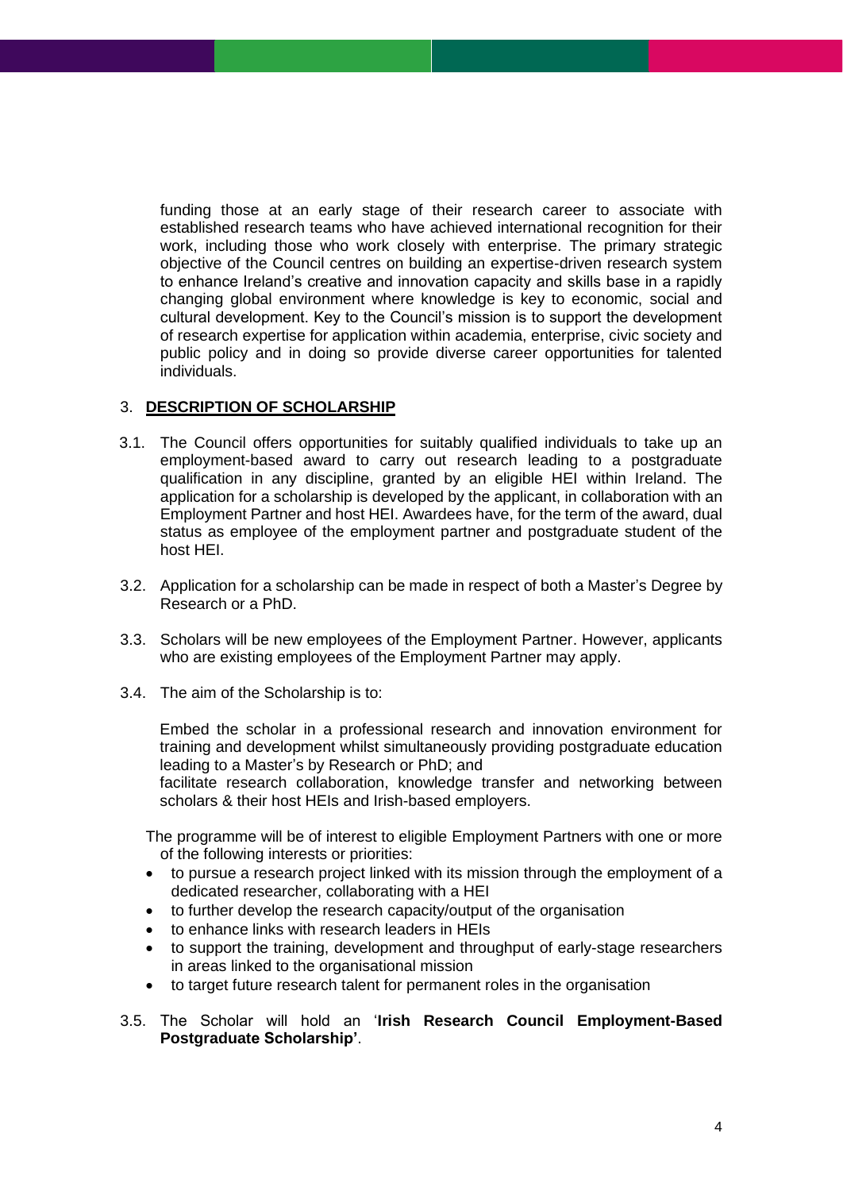funding those at an early stage of their research career to associate with established research teams who have achieved international recognition for their work, including those who work closely with enterprise. The primary strategic objective of the Council centres on building an expertise-driven research system to enhance Ireland's creative and innovation capacity and skills base in a rapidly changing global environment where knowledge is key to economic, social and cultural development. Key to the Council's mission is to support the development of research expertise for application within academia, enterprise, civic society and public policy and in doing so provide diverse career opportunities for talented individuals.

## 3. DESCRIPTION OF SCHOLARSHIP

3.1. The Council offers opportunities for suitably qualified individuals to take up an employment-based award to carry out research leading to a postgraduate qualification in any discipline, granted by an eligible HEI within Ireland. The application for a scholarship is developed by the applicant, in collaboration with an Employment Partner and host HEI. Awardees have, for the term of the award, dual status as employee of the employment partner and postgraduate student of the host HEI.

3.2. Application for a scholarship can be made in respect of both a Master's Degree by Research or a PhD.

3.3. Scholars will be new employees of the Employment Partner. However, applicants who are existing employees of the Employment Partner may apply.

3.4. The aim of the Scholarship is to:

Embed the scholar in a professional research and innovation environment for training and development whilst simultaneously providing postgraduate education leading to a Master's by Research or PhD; and
facilitate research collaboration, knowledge transfer and networking between scholars & their host HEIs and Irish-based employers.

The programme will be of interest to eligible Employment Partners with one or more of the following interests or priorities:

- to pursue a research project linked with its mission through the employment of a dedicated researcher, collaborating with a HEI
- to further develop the research capacity/output of the organisation
- to enhance links with research leaders in HEIs
- to support the training, development and throughput of early-stage researchers in areas linked to the organisational mission
- to target future research talent for permanent roles in the organisation

3.5. The Scholar will hold an '**Irish Research Council Employment-Based Postgraduate Scholarship'**.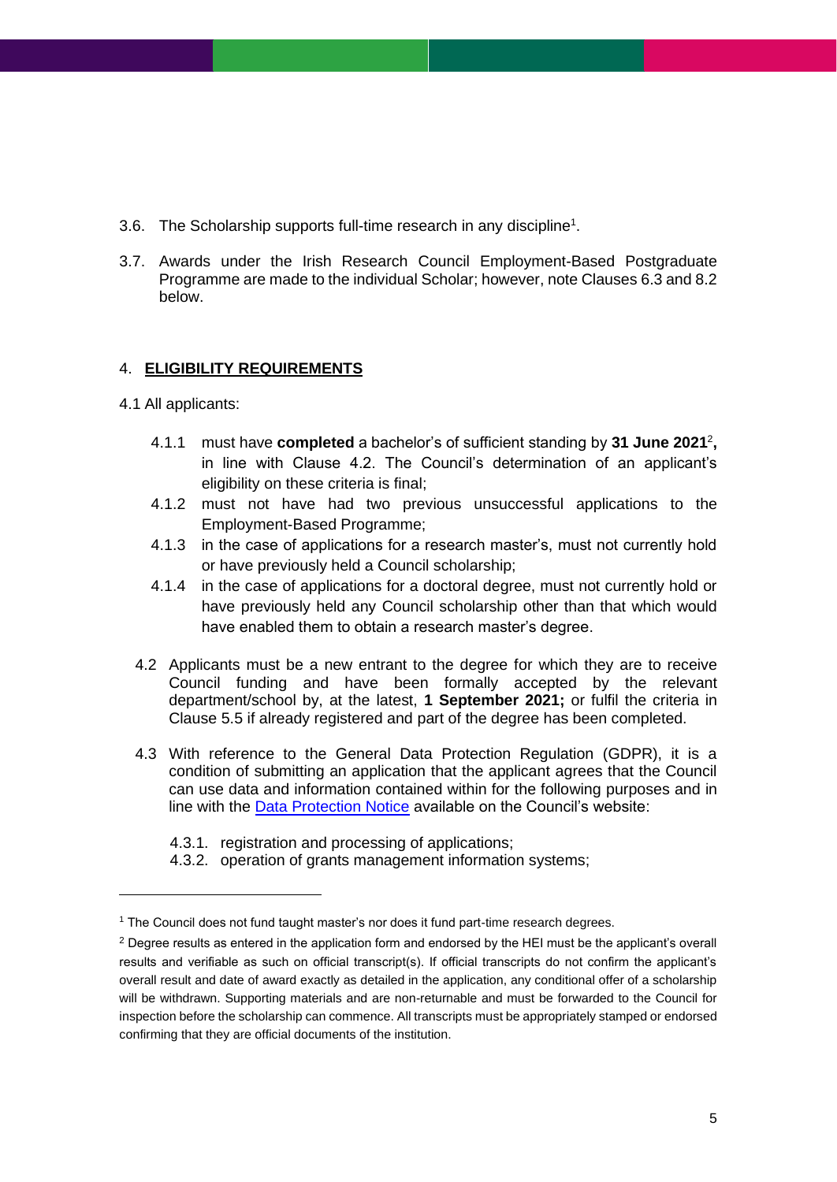3.6. The Scholarship supports full-time research in any discipline[1].

3.7. Awards under the Irish Research Council Employment-Based Postgraduate Programme are made to the individual Scholar; however, note Clauses 6.3 and 8.2 below.

## 4. **ELIGIBILITY REQUIREMENTS**

4.1 All applicants:

- 4.1.1 must have **completed** a bachelor's of sufficient standing by **31 June 2021**[2]**,** in line with Clause 4.2. The Council's determination of an applicant's eligibility on these criteria is final;
- 4.1.2 must not have had two previous unsuccessful applications to the Employment-Based Programme;
- 4.1.3 in the case of applications for a research master's, must not currently hold or have previously held a Council scholarship;
- 4.1.4 in the case of applications for a doctoral degree, must not currently hold or have previously held any Council scholarship other than that which would have enabled them to obtain a research master's degree.

4.2 Applicants must be a new entrant to the degree for which they are to receive Council funding and have been formally accepted by the relevant department/school by, at the latest, **1 September 2021;** or fulfil the criteria in Clause 5.5 if already registered and part of the degree has been completed.

4.3 With reference to the General Data Protection Regulation (GDPR), it is a condition of submitting an application that the applicant agrees that the Council can use data and information contained within for the following purposes and in line with the Data Protection Notice available on the Council's website:

- 4.3.1. registration and processing of applications;
- 4.3.2. operation of grants management information systems;

---

[1] The Council does not fund taught master's nor does it fund part-time research degrees.

[2] Degree results as entered in the application form and endorsed by the HEI must be the applicant's overall results and verifiable as such on official transcript(s). If official transcripts do not confirm the applicant's overall result and date of award exactly as detailed in the application, any conditional offer of a scholarship will be withdrawn. Supporting materials and are non-returnable and must be forwarded to the Council for inspection before the scholarship can commence. All transcripts must be appropriately stamped or endorsed confirming that they are official documents of the institution.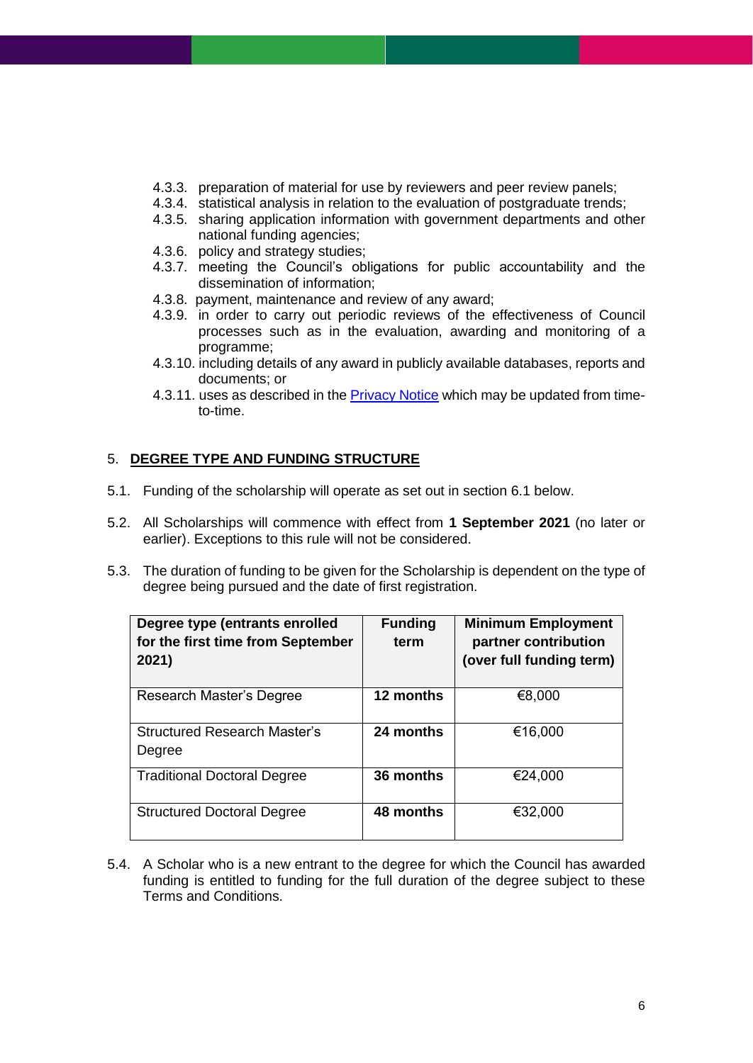4.3.3. preparation of material for use by reviewers and peer review panels;
4.3.4. statistical analysis in relation to the evaluation of postgraduate trends;
4.3.5. sharing application information with government departments and other national funding agencies;
4.3.6. policy and strategy studies;
4.3.7. meeting the Council's obligations for public accountability and the dissemination of information;
4.3.8. payment, maintenance and review of any award;
4.3.9. in order to carry out periodic reviews of the effectiveness of Council processes such as in the evaluation, awarding and monitoring of a programme;
4.3.10. including details of any award in publicly available databases, reports and documents; or
4.3.11. uses as described in the [Privacy Notice]() which may be updated from time-to-time.

## 5. DEGREE TYPE AND FUNDING STRUCTURE

5.1. Funding of the scholarship will operate as set out in section 6.1 below.

5.2. All Scholarships will commence with effect from **1 September 2021** (no later or earlier). Exceptions to this rule will not be considered.

5.3. The duration of funding to be given for the Scholarship is dependent on the type of degree being pursued and the date of first registration.

| Degree type (entrants enrolled for the first time from September 2021) | Funding term | Minimum Employment partner contribution (over full funding term) |
|---|---|---|
| Research Master's Degree | **12 months** | €8,000 |
| Structured Research Master's Degree | **24 months** | €16,000 |
| Traditional Doctoral Degree | **36 months** | €24,000 |
| Structured Doctoral Degree | **48 months** | €32,000 |

5.4. A Scholar who is a new entrant to the degree for which the Council has awarded funding is entitled to funding for the full duration of the degree subject to these Terms and Conditions.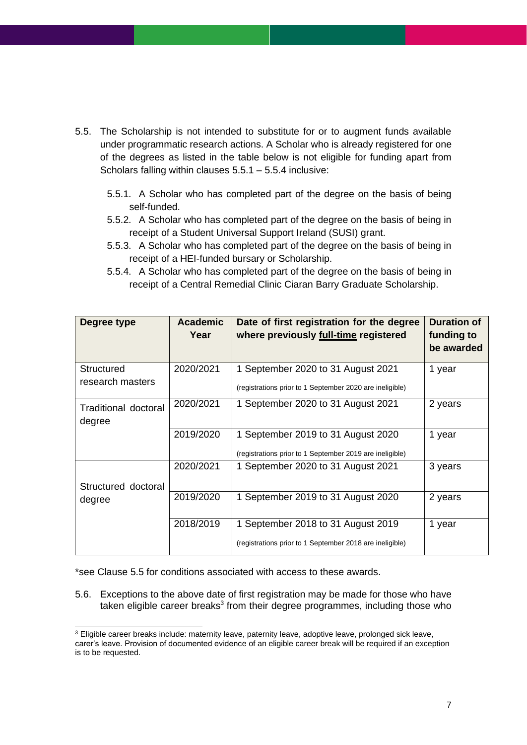5.5. The Scholarship is not intended to substitute for or to augment funds available under programmatic research actions. A Scholar who is already registered for one of the degrees as listed in the table below is not eligible for funding apart from Scholars falling within clauses 5.5.1 – 5.5.4 inclusive:

   5.5.1. A Scholar who has completed part of the degree on the basis of being self-funded.
   
   5.5.2. A Scholar who has completed part of the degree on the basis of being in receipt of a Student Universal Support Ireland (SUSI) grant.
   
   5.5.3. A Scholar who has completed part of the degree on the basis of being in receipt of a HEI-funded bursary or Scholarship.
   
   5.5.4. A Scholar who has completed part of the degree on the basis of being in receipt of a Central Remedial Clinic Ciaran Barry Graduate Scholarship.

| Degree type | Academic Year | Date of first registration for the degree where previously <u>full-time</u> registered | Duration of funding to be awarded |
|---|---|---|---|
| Structured research masters | 2020/2021 | 1 September 2020 to 31 August 2021<br>(registrations prior to 1 September 2020 are ineligible) | 1 year |
| Traditional doctoral degree | 2020/2021 | 1 September 2020 to 31 August 2021 | 2 years |
| | 2019/2020 | 1 September 2019 to 31 August 2020<br>(registrations prior to 1 September 2019 are ineligible) | 1 year |
| Structured doctoral degree | 2020/2021 | 1 September 2020 to 31 August 2021 | 3 years |
| | 2019/2020 | 1 September 2019 to 31 August 2020 | 2 years |
| | 2018/2019 | 1 September 2018 to 31 August 2019<br>(registrations prior to 1 September 2018 are ineligible) | 1 year |

*see Clause 5.5 for conditions associated with access to these awards.

5.6. Exceptions to the above date of first registration may be made for those who have taken eligible career breaks[3] from their degree programmes, including those who

[3] Eligible career breaks include: maternity leave, paternity leave, adoptive leave, prolonged sick leave, carer's leave. Provision of documented evidence of an eligible career break will be required if an exception is to be requested.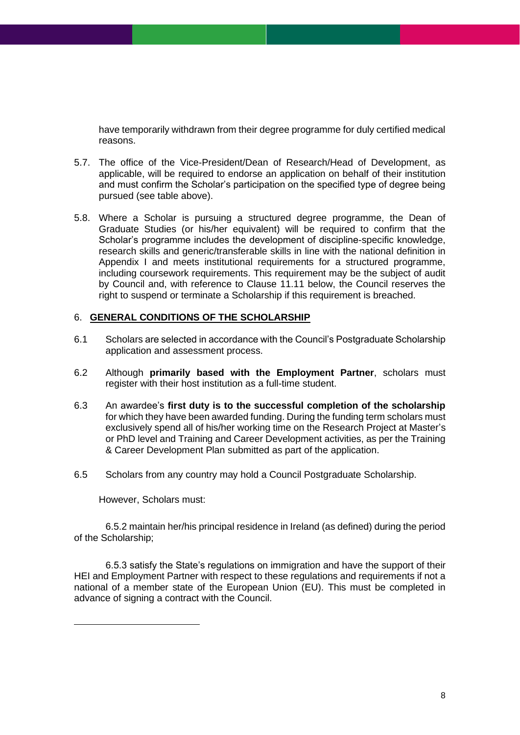have temporarily withdrawn from their degree programme for duly certified medical reasons.

5.7. The office of the Vice-President/Dean of Research/Head of Development, as applicable, will be required to endorse an application on behalf of their institution and must confirm the Scholar's participation on the specified type of degree being pursued (see table above).

5.8. Where a Scholar is pursuing a structured degree programme, the Dean of Graduate Studies (or his/her equivalent) will be required to confirm that the Scholar's programme includes the development of discipline-specific knowledge, research skills and generic/transferable skills in line with the national definition in Appendix I and meets institutional requirements for a structured programme, including coursework requirements. This requirement may be the subject of audit by Council and, with reference to Clause 11.11 below, the Council reserves the right to suspend or terminate a Scholarship if this requirement is breached.

## 6. GENERAL CONDITIONS OF THE SCHOLARSHIP

6.1 Scholars are selected in accordance with the Council's Postgraduate Scholarship application and assessment process.

6.2 Although **primarily based with the Employment Partner**, scholars must register with their host institution as a full-time student.

6.3 An awardee's **first duty is to the successful completion of the scholarship** for which they have been awarded funding. During the funding term scholars must exclusively spend all of his/her working time on the Research Project at Master's or PhD level and Training and Career Development activities, as per the Training & Career Development Plan submitted as part of the application.

6.5 Scholars from any country may hold a Council Postgraduate Scholarship.

However, Scholars must:

6.5.2 maintain her/his principal residence in Ireland (as defined) during the period of the Scholarship;

6.5.3 satisfy the State's regulations on immigration and have the support of their HEI and Employment Partner with respect to these regulations and requirements if not a national of a member state of the European Union (EU). This must be completed in advance of signing a contract with the Council.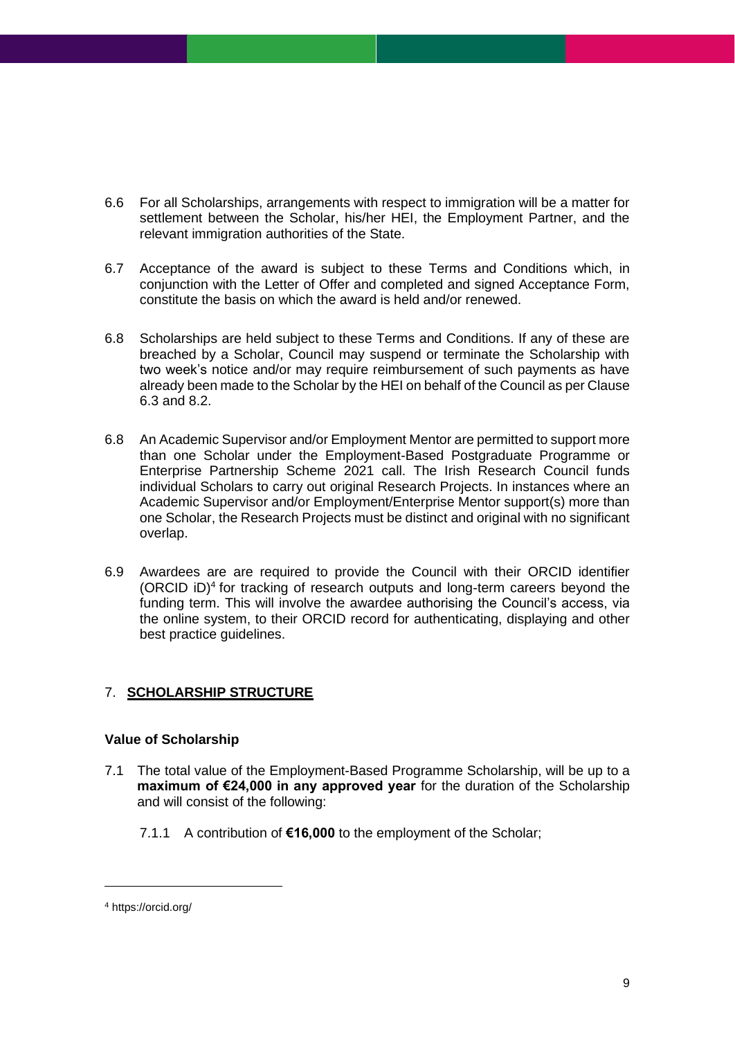6.6 For all Scholarships, arrangements with respect to immigration will be a matter for settlement between the Scholar, his/her HEI, the Employment Partner, and the relevant immigration authorities of the State.

6.7 Acceptance of the award is subject to these Terms and Conditions which, in conjunction with the Letter of Offer and completed and signed Acceptance Form, constitute the basis on which the award is held and/or renewed.

6.8 Scholarships are held subject to these Terms and Conditions. If any of these are breached by a Scholar, Council may suspend or terminate the Scholarship with two week's notice and/or may require reimbursement of such payments as have already been made to the Scholar by the HEI on behalf of the Council as per Clause 6.3 and 8.2.

6.8 An Academic Supervisor and/or Employment Mentor are permitted to support more than one Scholar under the Employment-Based Postgraduate Programme or Enterprise Partnership Scheme 2021 call. The Irish Research Council funds individual Scholars to carry out original Research Projects. In instances where an Academic Supervisor and/or Employment/Enterprise Mentor support(s) more than one Scholar, the Research Projects must be distinct and original with no significant overlap.

6.9 Awardees are are required to provide the Council with their ORCID identifier (ORCID iD)[4] for tracking of research outputs and long-term careers beyond the funding term. This will involve the awardee authorising the Council's access, via the online system, to their ORCID record for authenticating, displaying and other best practice guidelines.

## 7. SCHOLARSHIP STRUCTURE

### Value of Scholarship

7.1 The total value of the Employment-Based Programme Scholarship, will be up to a **maximum of €24,000 in any approved year** for the duration of the Scholarship and will consist of the following:

7.1.1 A contribution of **€16,000** to the employment of the Scholar;

---

[4] https://orcid.org/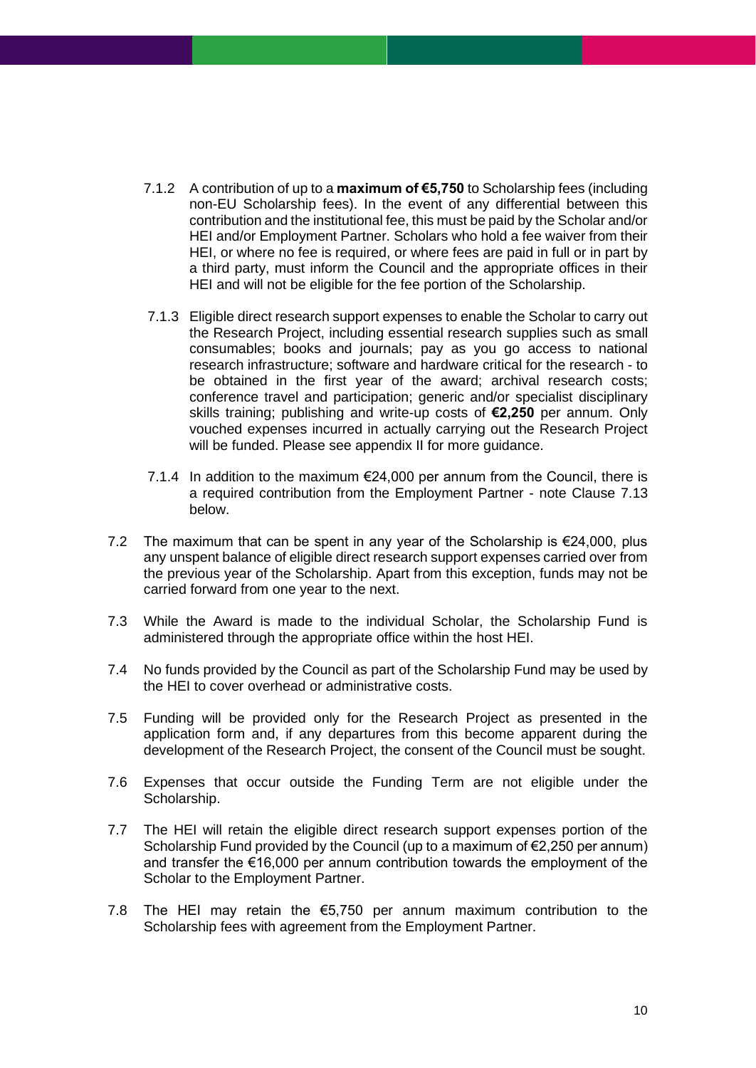7.1.2 A contribution of up to a **maximum of €5,750** to Scholarship fees (including non-EU Scholarship fees). In the event of any differential between this contribution and the institutional fee, this must be paid by the Scholar and/or HEI and/or Employment Partner. Scholars who hold a fee waiver from their HEI, or where no fee is required, or where fees are paid in full or in part by a third party, must inform the Council and the appropriate offices in their HEI and will not be eligible for the fee portion of the Scholarship.

7.1.3 Eligible direct research support expenses to enable the Scholar to carry out the Research Project, including essential research supplies such as small consumables; books and journals; pay as you go access to national research infrastructure; software and hardware critical for the research - to be obtained in the first year of the award; archival research costs; conference travel and participation; generic and/or specialist disciplinary skills training; publishing and write-up costs of **€2,250** per annum. Only vouched expenses incurred in actually carrying out the Research Project will be funded. Please see appendix II for more guidance.

7.1.4 In addition to the maximum €24,000 per annum from the Council, there is a required contribution from the Employment Partner - note Clause 7.13 below.

7.2 The maximum that can be spent in any year of the Scholarship is €24,000, plus any unspent balance of eligible direct research support expenses carried over from the previous year of the Scholarship. Apart from this exception, funds may not be carried forward from one year to the next.

7.3 While the Award is made to the individual Scholar, the Scholarship Fund is administered through the appropriate office within the host HEI.

7.4 No funds provided by the Council as part of the Scholarship Fund may be used by the HEI to cover overhead or administrative costs.

7.5 Funding will be provided only for the Research Project as presented in the application form and, if any departures from this become apparent during the development of the Research Project, the consent of the Council must be sought.

7.6 Expenses that occur outside the Funding Term are not eligible under the Scholarship.

7.7 The HEI will retain the eligible direct research support expenses portion of the Scholarship Fund provided by the Council (up to a maximum of €2,250 per annum) and transfer the €16,000 per annum contribution towards the employment of the Scholar to the Employment Partner.

7.8 The HEI may retain the €5,750 per annum maximum contribution to the Scholarship fees with agreement from the Employment Partner.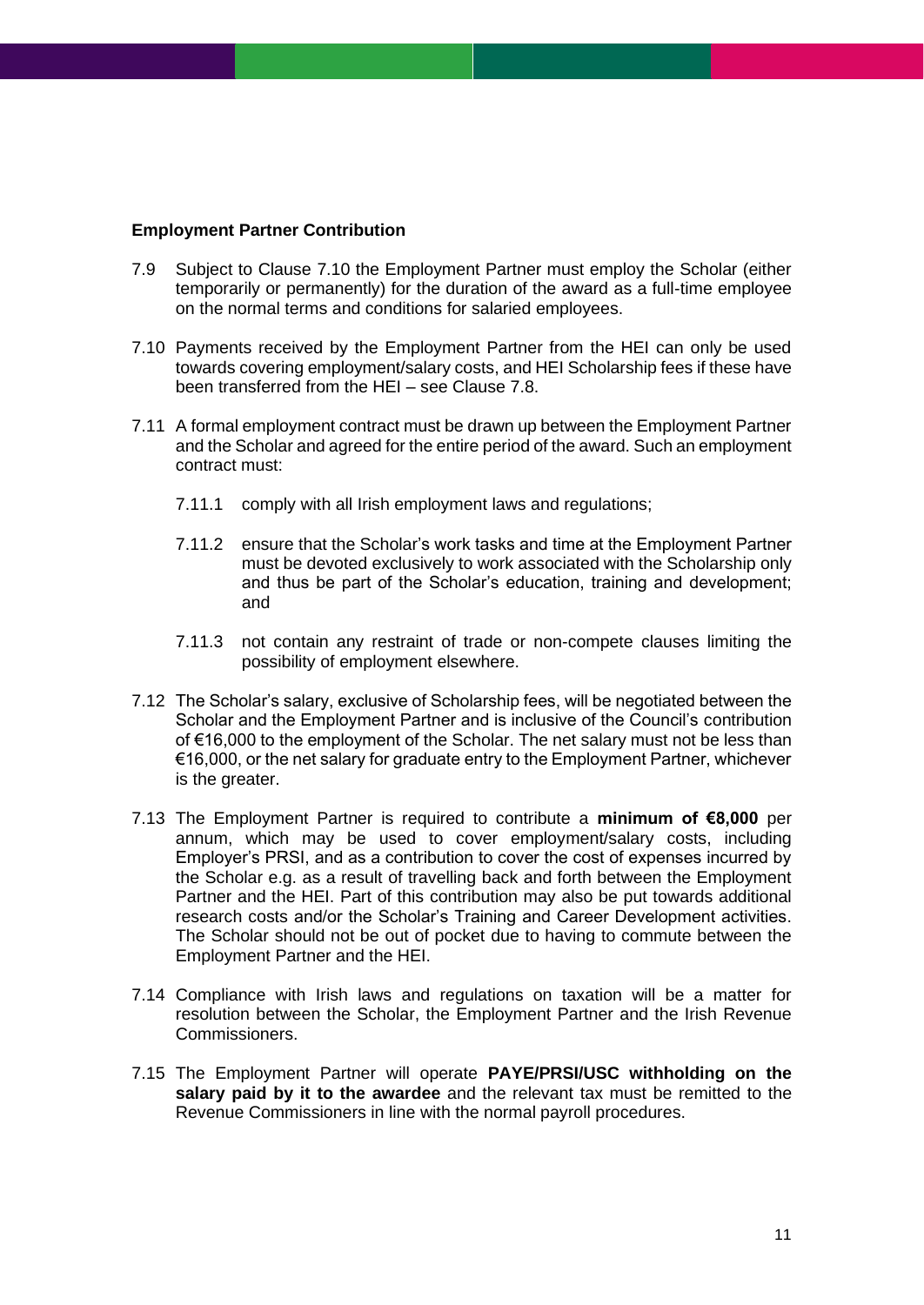**Employment Partner Contribution**

7.9 Subject to Clause 7.10 the Employment Partner must employ the Scholar (either temporarily or permanently) for the duration of the award as a full-time employee on the normal terms and conditions for salaried employees.

7.10 Payments received by the Employment Partner from the HEI can only be used towards covering employment/salary costs, and HEI Scholarship fees if these have been transferred from the HEI – see Clause 7.8.

7.11 A formal employment contract must be drawn up between the Employment Partner and the Scholar and agreed for the entire period of the award. Such an employment contract must:

7.11.1 comply with all Irish employment laws and regulations;

7.11.2 ensure that the Scholar's work tasks and time at the Employment Partner must be devoted exclusively to work associated with the Scholarship only and thus be part of the Scholar's education, training and development; and

7.11.3 not contain any restraint of trade or non-compete clauses limiting the possibility of employment elsewhere.

7.12 The Scholar's salary, exclusive of Scholarship fees, will be negotiated between the Scholar and the Employment Partner and is inclusive of the Council's contribution of €16,000 to the employment of the Scholar. The net salary must not be less than €16,000, or the net salary for graduate entry to the Employment Partner, whichever is the greater.

7.13 The Employment Partner is required to contribute a **minimum of €8,000** per annum, which may be used to cover employment/salary costs, including Employer's PRSI, and as a contribution to cover the cost of expenses incurred by the Scholar e.g. as a result of travelling back and forth between the Employment Partner and the HEI. Part of this contribution may also be put towards additional research costs and/or the Scholar's Training and Career Development activities. The Scholar should not be out of pocket due to having to commute between the Employment Partner and the HEI.

7.14 Compliance with Irish laws and regulations on taxation will be a matter for resolution between the Scholar, the Employment Partner and the Irish Revenue Commissioners.

7.15 The Employment Partner will operate **PAYE/PRSI/USC withholding on the salary paid by it to the awardee** and the relevant tax must be remitted to the Revenue Commissioners in line with the normal payroll procedures.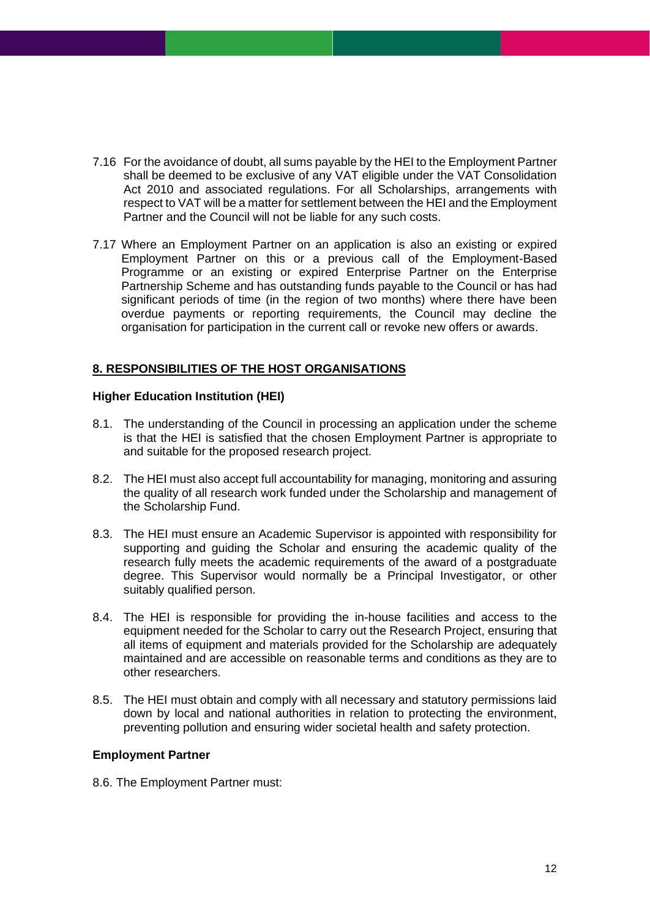7.16 For the avoidance of doubt, all sums payable by the HEI to the Employment Partner shall be deemed to be exclusive of any VAT eligible under the VAT Consolidation Act 2010 and associated regulations. For all Scholarships, arrangements with respect to VAT will be a matter for settlement between the HEI and the Employment Partner and the Council will not be liable for any such costs.

7.17 Where an Employment Partner on an application is also an existing or expired Employment Partner on this or a previous call of the Employment-Based Programme or an existing or expired Enterprise Partner on the Enterprise Partnership Scheme and has outstanding funds payable to the Council or has had significant periods of time (in the region of two months) where there have been overdue payments or reporting requirements, the Council may decline the organisation for participation in the current call or revoke new offers or awards.

## 8. RESPONSIBILITIES OF THE HOST ORGANISATIONS

**Higher Education Institution (HEI)**

8.1. The understanding of the Council in processing an application under the scheme is that the HEI is satisfied that the chosen Employment Partner is appropriate to and suitable for the proposed research project.

8.2. The HEI must also accept full accountability for managing, monitoring and assuring the quality of all research work funded under the Scholarship and management of the Scholarship Fund.

8.3. The HEI must ensure an Academic Supervisor is appointed with responsibility for supporting and guiding the Scholar and ensuring the academic quality of the research fully meets the academic requirements of the award of a postgraduate degree. This Supervisor would normally be a Principal Investigator, or other suitably qualified person.

8.4. The HEI is responsible for providing the in-house facilities and access to the equipment needed for the Scholar to carry out the Research Project, ensuring that all items of equipment and materials provided for the Scholarship are adequately maintained and are accessible on reasonable terms and conditions as they are to other researchers.

8.5. The HEI must obtain and comply with all necessary and statutory permissions laid down by local and national authorities in relation to protecting the environment, preventing pollution and ensuring wider societal health and safety protection.

**Employment Partner**

8.6. The Employment Partner must: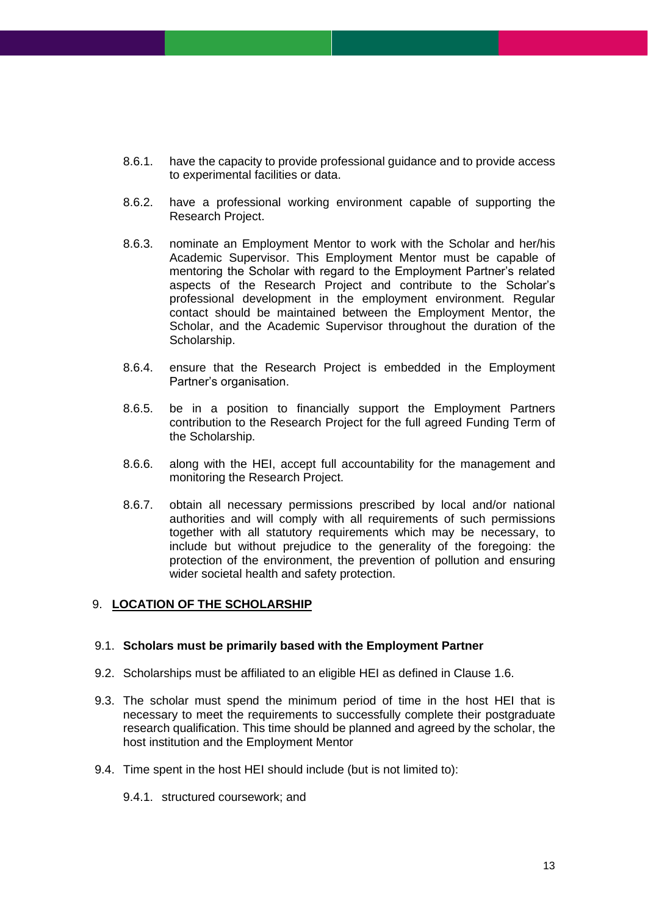8.6.1. have the capacity to provide professional guidance and to provide access to experimental facilities or data.

8.6.2. have a professional working environment capable of supporting the Research Project.

8.6.3. nominate an Employment Mentor to work with the Scholar and her/his Academic Supervisor. This Employment Mentor must be capable of mentoring the Scholar with regard to the Employment Partner's related aspects of the Research Project and contribute to the Scholar's professional development in the employment environment. Regular contact should be maintained between the Employment Mentor, the Scholar, and the Academic Supervisor throughout the duration of the Scholarship.

8.6.4. ensure that the Research Project is embedded in the Employment Partner's organisation.

8.6.5. be in a position to financially support the Employment Partners contribution to the Research Project for the full agreed Funding Term of the Scholarship.

8.6.6. along with the HEI, accept full accountability for the management and monitoring the Research Project.

8.6.7. obtain all necessary permissions prescribed by local and/or national authorities and will comply with all requirements of such permissions together with all statutory requirements which may be necessary, to include but without prejudice to the generality of the foregoing: the protection of the environment, the prevention of pollution and ensuring wider societal health and safety protection.

## 9. LOCATION OF THE SCHOLARSHIP

9.1. **Scholars must be primarily based with the Employment Partner**

9.2. Scholarships must be affiliated to an eligible HEI as defined in Clause 1.6.

9.3. The scholar must spend the minimum period of time in the host HEI that is necessary to meet the requirements to successfully complete their postgraduate research qualification. This time should be planned and agreed by the scholar, the host institution and the Employment Mentor

9.4. Time spent in the host HEI should include (but is not limited to):

9.4.1. structured coursework; and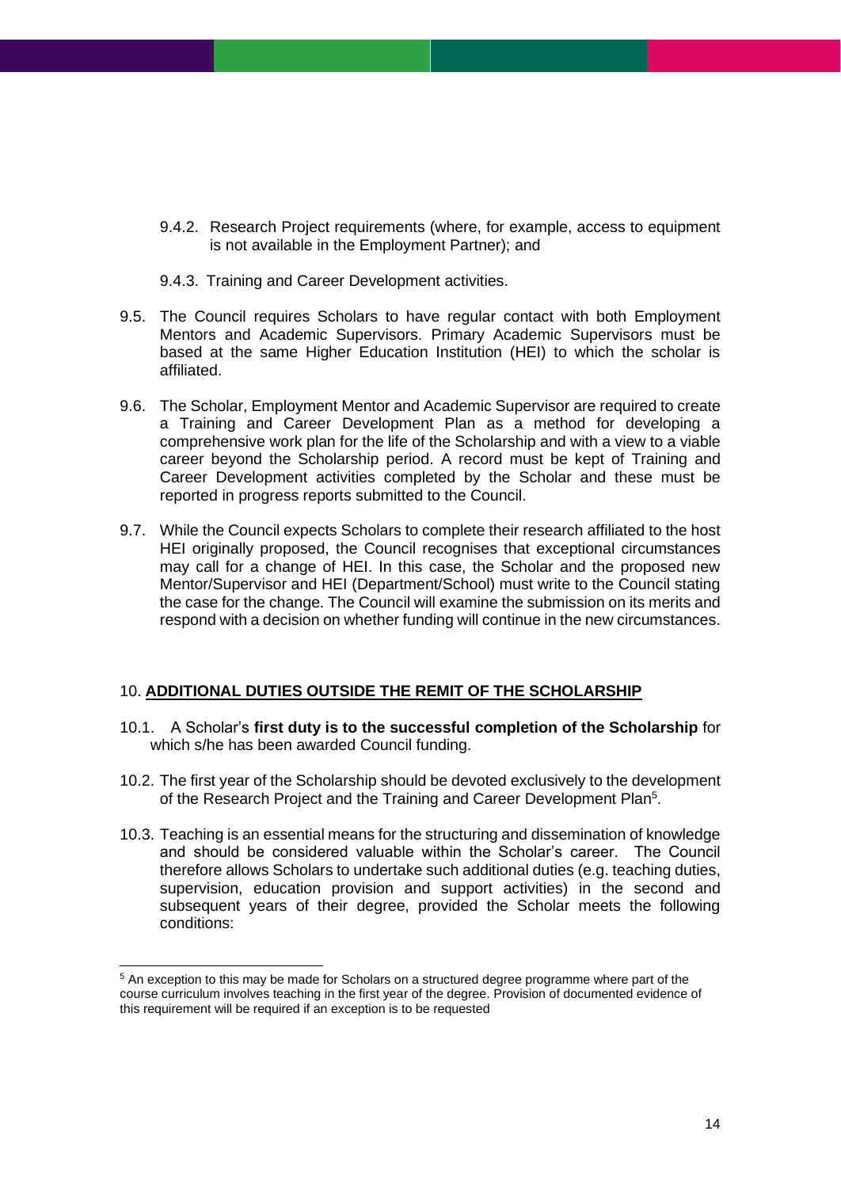9.4.2. Research Project requirements (where, for example, access to equipment is not available in the Employment Partner); and

9.4.3. Training and Career Development activities.

9.5. The Council requires Scholars to have regular contact with both Employment Mentors and Academic Supervisors. Primary Academic Supervisors must be based at the same Higher Education Institution (HEI) to which the scholar is affiliated.

9.6. The Scholar, Employment Mentor and Academic Supervisor are required to create a Training and Career Development Plan as a method for developing a comprehensive work plan for the life of the Scholarship and with a view to a viable career beyond the Scholarship period. A record must be kept of Training and Career Development activities completed by the Scholar and these must be reported in progress reports submitted to the Council.

9.7. While the Council expects Scholars to complete their research affiliated to the host HEI originally proposed, the Council recognises that exceptional circumstances may call for a change of HEI. In this case, the Scholar and the proposed new Mentor/Supervisor and HEI (Department/School) must write to the Council stating the case for the change. The Council will examine the submission on its merits and respond with a decision on whether funding will continue in the new circumstances.

## 10. ADDITIONAL DUTIES OUTSIDE THE REMIT OF THE SCHOLARSHIP

10.1. A Scholar's **first duty is to the successful completion of the Scholarship** for which s/he has been awarded Council funding.

10.2. The first year of the Scholarship should be devoted exclusively to the development of the Research Project and the Training and Career Development Plan[5].

10.3. Teaching is an essential means for the structuring and dissemination of knowledge and should be considered valuable within the Scholar's career. The Council therefore allows Scholars to undertake such additional duties (e.g. teaching duties, supervision, education provision and support activities) in the second and subsequent years of their degree, provided the Scholar meets the following conditions:

[5] An exception to this may be made for Scholars on a structured degree programme where part of the course curriculum involves teaching in the first year of the degree. Provision of documented evidence of this requirement will be required if an exception is to be requested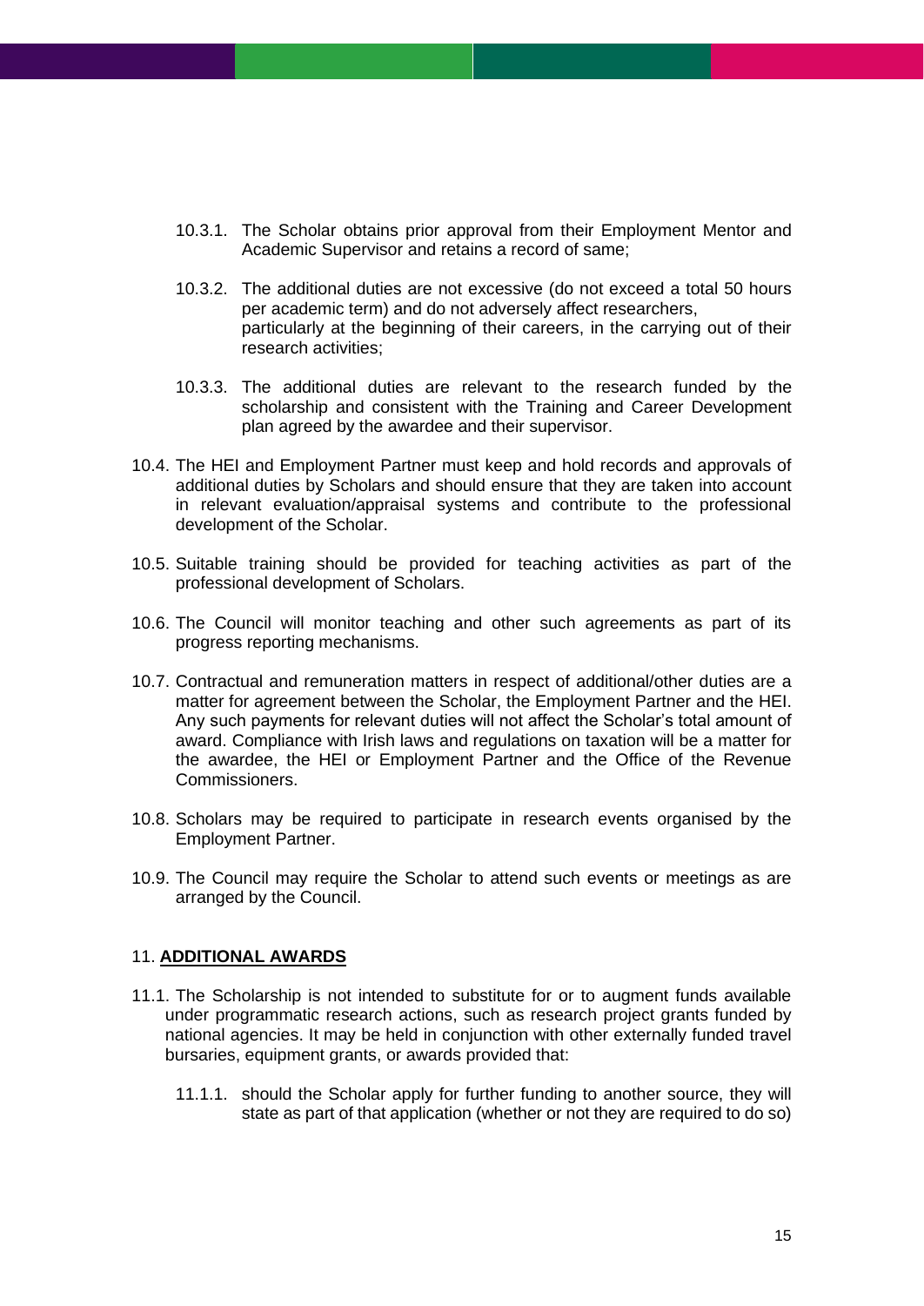10.3.1. The Scholar obtains prior approval from their Employment Mentor and Academic Supervisor and retains a record of same;

10.3.2. The additional duties are not excessive (do not exceed a total 50 hours per academic term) and do not adversely affect researchers, particularly at the beginning of their careers, in the carrying out of their research activities;

10.3.3. The additional duties are relevant to the research funded by the scholarship and consistent with the Training and Career Development plan agreed by the awardee and their supervisor.

10.4. The HEI and Employment Partner must keep and hold records and approvals of additional duties by Scholars and should ensure that they are taken into account in relevant evaluation/appraisal systems and contribute to the professional development of the Scholar.

10.5. Suitable training should be provided for teaching activities as part of the professional development of Scholars.

10.6. The Council will monitor teaching and other such agreements as part of its progress reporting mechanisms.

10.7. Contractual and remuneration matters in respect of additional/other duties are a matter for agreement between the Scholar, the Employment Partner and the HEI. Any such payments for relevant duties will not affect the Scholar's total amount of award. Compliance with Irish laws and regulations on taxation will be a matter for the awardee, the HEI or Employment Partner and the Office of the Revenue Commissioners.

10.8. Scholars may be required to participate in research events organised by the Employment Partner.

10.9. The Council may require the Scholar to attend such events or meetings as are arranged by the Council.

## 11. **ADDITIONAL AWARDS**

11.1. The Scholarship is not intended to substitute for or to augment funds available under programmatic research actions, such as research project grants funded by national agencies. It may be held in conjunction with other externally funded travel bursaries, equipment grants, or awards provided that:

11.1.1. should the Scholar apply for further funding to another source, they will state as part of that application (whether or not they are required to do so)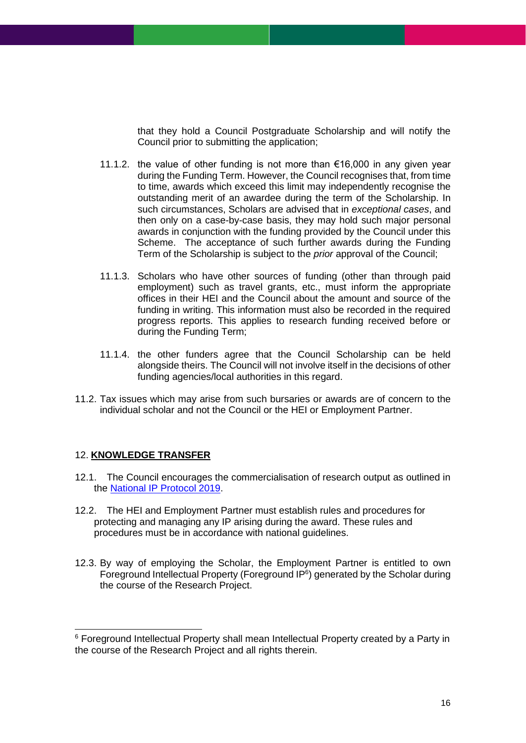that they hold a Council Postgraduate Scholarship and will notify the Council prior to submitting the application;

11.1.2. the value of other funding is not more than €16,000 in any given year during the Funding Term. However, the Council recognises that, from time to time, awards which exceed this limit may independently recognise the outstanding merit of an awardee during the term of the Scholarship. In such circumstances, Scholars are advised that in *exceptional cases*, and then only on a case-by-case basis, they may hold such major personal awards in conjunction with the funding provided by the Council under this Scheme. The acceptance of such further awards during the Funding Term of the Scholarship is subject to the *prior* approval of the Council;

11.1.3. Scholars who have other sources of funding (other than through paid employment) such as travel grants, etc., must inform the appropriate offices in their HEI and the Council about the amount and source of the funding in writing. This information must also be recorded in the required progress reports. This applies to research funding received before or during the Funding Term;

11.1.4. the other funders agree that the Council Scholarship can be held alongside theirs. The Council will not involve itself in the decisions of other funding agencies/local authorities in this regard.

11.2. Tax issues which may arise from such bursaries or awards are of concern to the individual scholar and not the Council or the HEI or Employment Partner.

## 12. **KNOWLEDGE TRANSFER**

12.1. The Council encourages the commercialisation of research output as outlined in the National IP Protocol 2019.

12.2. The HEI and Employment Partner must establish rules and procedures for protecting and managing any IP arising during the award. These rules and procedures must be in accordance with national guidelines.

12.3. By way of employing the Scholar, the Employment Partner is entitled to own Foreground Intellectual Property (Foreground IP[6]) generated by the Scholar during the course of the Research Project.

[6] Foreground Intellectual Property shall mean Intellectual Property created by a Party in the course of the Research Project and all rights therein.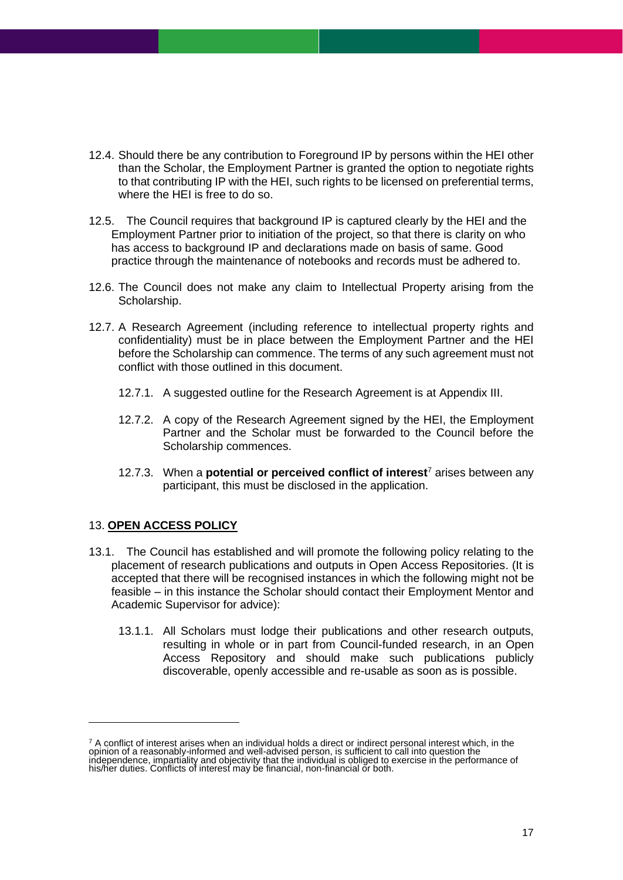12.4. Should there be any contribution to Foreground IP by persons within the HEI other than the Scholar, the Employment Partner is granted the option to negotiate rights to that contributing IP with the HEI, such rights to be licensed on preferential terms, where the HEI is free to do so.

12.5. The Council requires that background IP is captured clearly by the HEI and the Employment Partner prior to initiation of the project, so that there is clarity on who has access to background IP and declarations made on basis of same. Good practice through the maintenance of notebooks and records must be adhered to.

12.6. The Council does not make any claim to Intellectual Property arising from the Scholarship.

12.7. A Research Agreement (including reference to intellectual property rights and confidentiality) must be in place between the Employment Partner and the HEI before the Scholarship can commence. The terms of any such agreement must not conflict with those outlined in this document.

12.7.1. A suggested outline for the Research Agreement is at Appendix III.

12.7.2. A copy of the Research Agreement signed by the HEI, the Employment Partner and the Scholar must be forwarded to the Council before the Scholarship commences.

12.7.3. When a **potential or perceived conflict of interest**[7] arises between any participant, this must be disclosed in the application.

## 13. OPEN ACCESS POLICY

13.1. The Council has established and will promote the following policy relating to the placement of research publications and outputs in Open Access Repositories. (It is accepted that there will be recognised instances in which the following might not be feasible – in this instance the Scholar should contact their Employment Mentor and Academic Supervisor for advice):

13.1.1. All Scholars must lodge their publications and other research outputs, resulting in whole or in part from Council-funded research, in an Open Access Repository and should make such publications publicly discoverable, openly accessible and re-usable as soon as is possible.

---

[7] A conflict of interest arises when an individual holds a direct or indirect personal interest which, in the opinion of a reasonably-informed and well-advised person, is sufficient to call into question the independence, impartiality and objectivity that the individual is obliged to exercise in the performance of his/her duties. Conflicts of interest may be financial, non-financial or both.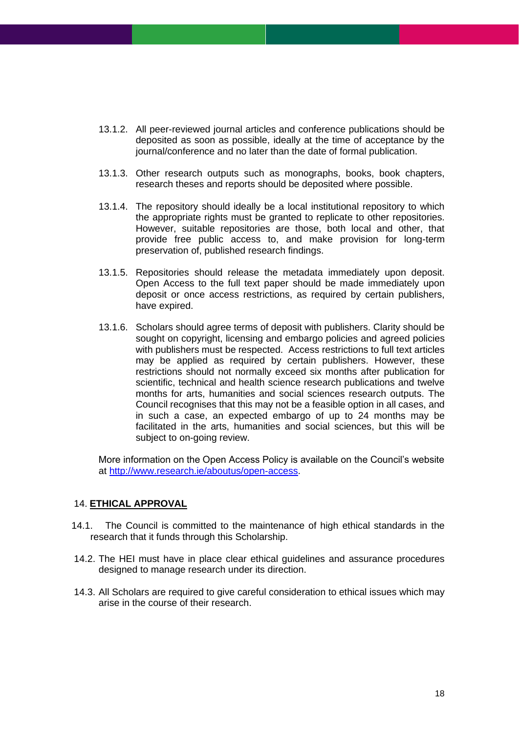13.1.2. All peer-reviewed journal articles and conference publications should be deposited as soon as possible, ideally at the time of acceptance by the journal/conference and no later than the date of formal publication.

13.1.3. Other research outputs such as monographs, books, book chapters, research theses and reports should be deposited where possible.

13.1.4. The repository should ideally be a local institutional repository to which the appropriate rights must be granted to replicate to other repositories. However, suitable repositories are those, both local and other, that provide free public access to, and make provision for long-term preservation of, published research findings.

13.1.5. Repositories should release the metadata immediately upon deposit. Open Access to the full text paper should be made immediately upon deposit or once access restrictions, as required by certain publishers, have expired.

13.1.6. Scholars should agree terms of deposit with publishers. Clarity should be sought on copyright, licensing and embargo policies and agreed policies with publishers must be respected. Access restrictions to full text articles may be applied as required by certain publishers. However, these restrictions should not normally exceed six months after publication for scientific, technical and health science research publications and twelve months for arts, humanities and social sciences research outputs. The Council recognises that this may not be a feasible option in all cases, and in such a case, an expected embargo of up to 24 months may be facilitated in the arts, humanities and social sciences, but this will be subject to on-going review.

More information on the Open Access Policy is available on the Council's website at [http://www.research.ie/aboutus/open-access](http://www.research.ie/aboutus/open-access).

## 14. **ETHICAL APPROVAL**

14.1. The Council is committed to the maintenance of high ethical standards in the research that it funds through this Scholarship.

14.2. The HEI must have in place clear ethical guidelines and assurance procedures designed to manage research under its direction.

14.3. All Scholars are required to give careful consideration to ethical issues which may arise in the course of their research.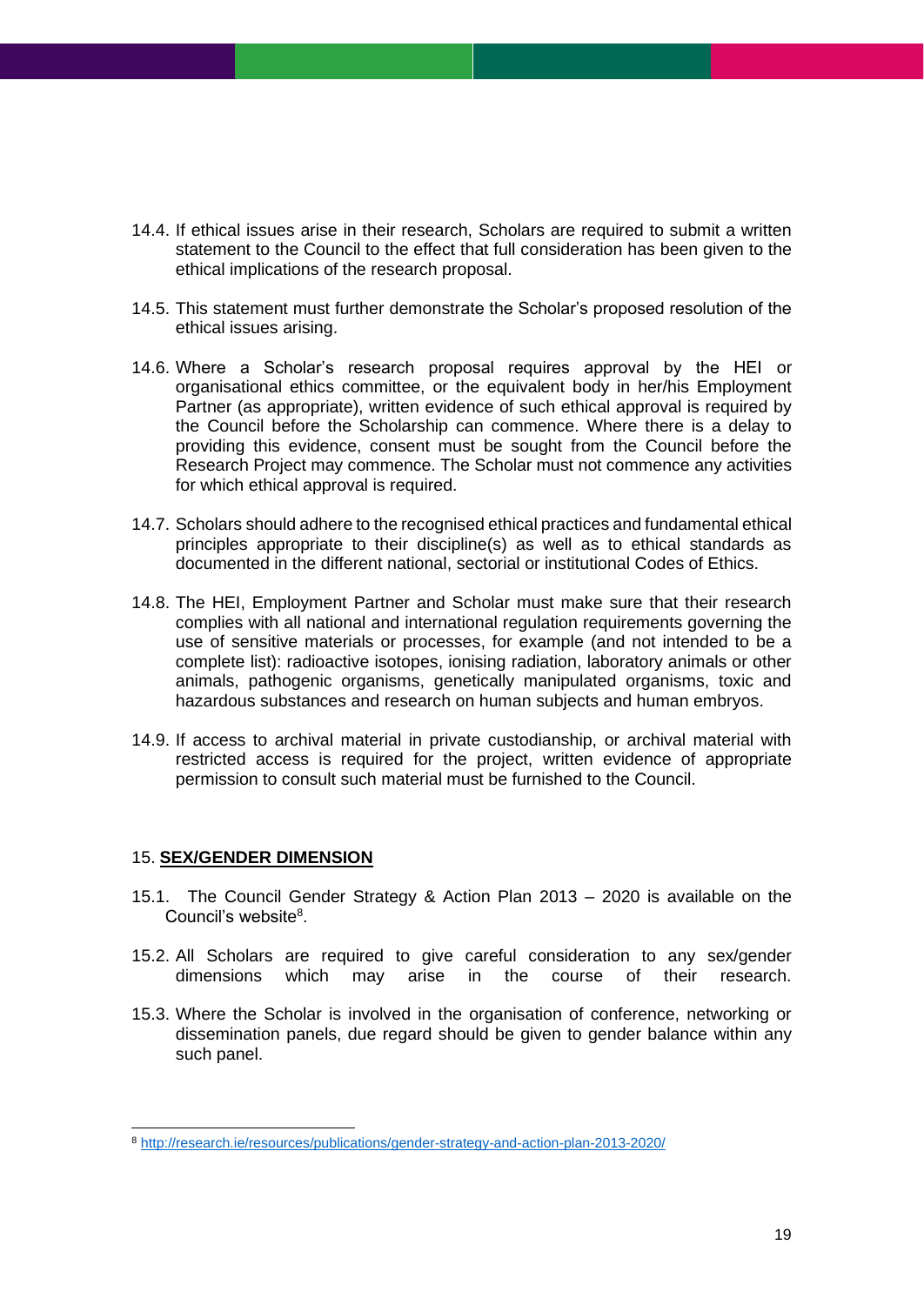14.4. If ethical issues arise in their research, Scholars are required to submit a written statement to the Council to the effect that full consideration has been given to the ethical implications of the research proposal.

14.5. This statement must further demonstrate the Scholar's proposed resolution of the ethical issues arising.

14.6. Where a Scholar's research proposal requires approval by the HEI or organisational ethics committee, or the equivalent body in her/his Employment Partner (as appropriate), written evidence of such ethical approval is required by the Council before the Scholarship can commence. Where there is a delay to providing this evidence, consent must be sought from the Council before the Research Project may commence. The Scholar must not commence any activities for which ethical approval is required.

14.7. Scholars should adhere to the recognised ethical practices and fundamental ethical principles appropriate to their discipline(s) as well as to ethical standards as documented in the different national, sectorial or institutional Codes of Ethics.

14.8. The HEI, Employment Partner and Scholar must make sure that their research complies with all national and international regulation requirements governing the use of sensitive materials or processes, for example (and not intended to be a complete list): radioactive isotopes, ionising radiation, laboratory animals or other animals, pathogenic organisms, genetically manipulated organisms, toxic and hazardous substances and research on human subjects and human embryos.

14.9. If access to archival material in private custodianship, or archival material with restricted access is required for the project, written evidence of appropriate permission to consult such material must be furnished to the Council.

## 15. **SEX/GENDER DIMENSION**

15.1. The Council Gender Strategy & Action Plan 2013 – 2020 is available on the Council's website[8].

15.2. All Scholars are required to give careful consideration to any sex/gender dimensions which may arise in the course of their research.

15.3. Where the Scholar is involved in the organisation of conference, networking or dissemination panels, due regard should be given to gender balance within any such panel.

---

[8] http://research.ie/resources/publications/gender-strategy-and-action-plan-2013-2020/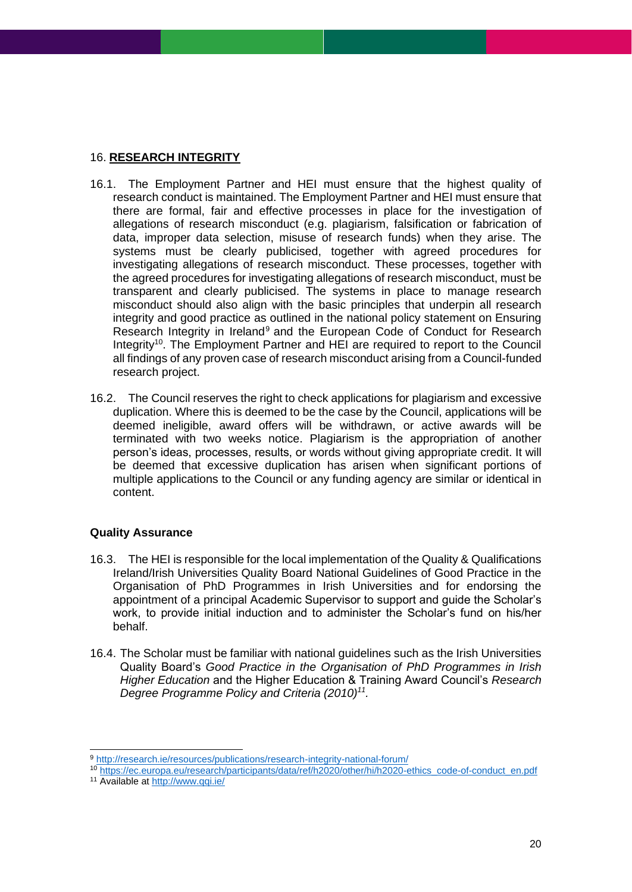## 16. **RESEARCH INTEGRITY**

16.1. The Employment Partner and HEI must ensure that the highest quality of research conduct is maintained. The Employment Partner and HEI must ensure that there are formal, fair and effective processes in place for the investigation of allegations of research misconduct (e.g. plagiarism, falsification or fabrication of data, improper data selection, misuse of research funds) when they arise. The systems must be clearly publicised, together with agreed procedures for investigating allegations of research misconduct. These processes, together with the agreed procedures for investigating allegations of research misconduct, must be transparent and clearly publicised. The systems in place to manage research misconduct should also align with the basic principles that underpin all research integrity and good practice as outlined in the national policy statement on Ensuring Research Integrity in Ireland[9] and the European Code of Conduct for Research Integrity[10]. The Employment Partner and HEI are required to report to the Council all findings of any proven case of research misconduct arising from a Council-funded research project.

16.2. The Council reserves the right to check applications for plagiarism and excessive duplication. Where this is deemed to be the case by the Council, applications will be deemed ineligible, award offers will be withdrawn, or active awards will be terminated with two weeks notice. Plagiarism is the appropriation of another person's ideas, processes, results, or words without giving appropriate credit. It will be deemed that excessive duplication has arisen when significant portions of multiple applications to the Council or any funding agency are similar or identical in content.

### Quality Assurance

16.3. The HEI is responsible for the local implementation of the Quality & Qualifications Ireland/Irish Universities Quality Board National Guidelines of Good Practice in the Organisation of PhD Programmes in Irish Universities and for endorsing the appointment of a principal Academic Supervisor to support and guide the Scholar's work, to provide initial induction and to administer the Scholar's fund on his/her behalf.

16.4. The Scholar must be familiar with national guidelines such as the Irish Universities Quality Board's *Good Practice in the Organisation of PhD Programmes in Irish Higher Education* and the Higher Education & Training Award Council's *Research Degree Programme Policy and Criteria (2010)*[11].

---

[9] http://research.ie/resources/publications/research-integrity-national-forum/

[10] https://ec.europa.eu/research/participants/data/ref/h2020/other/hi/h2020-ethics_code-of-conduct_en.pdf

[11] Available at http://www.qqi.ie/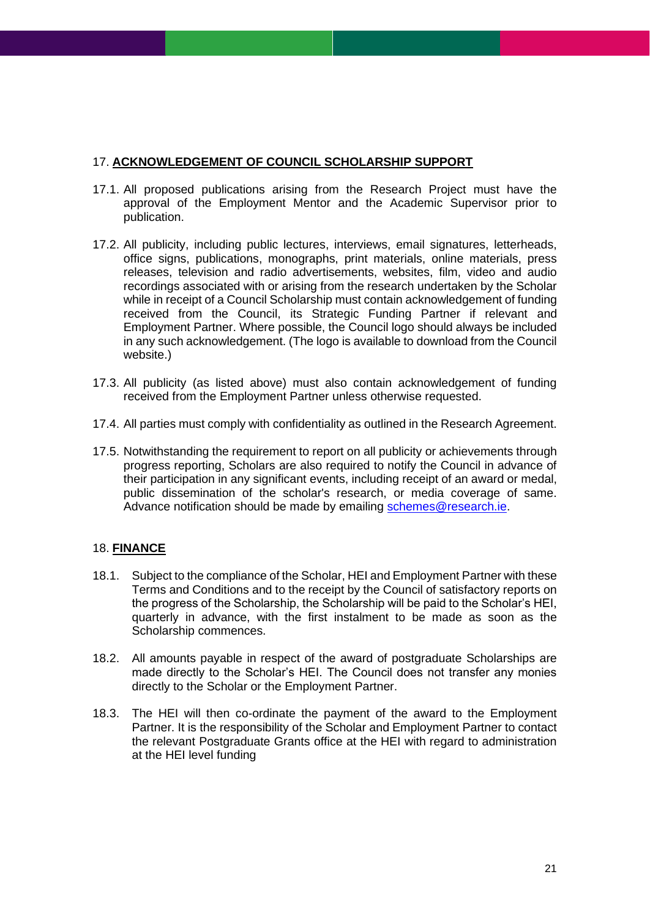## 17. **ACKNOWLEDGEMENT OF COUNCIL SCHOLARSHIP SUPPORT**

17.1. All proposed publications arising from the Research Project must have the approval of the Employment Mentor and the Academic Supervisor prior to publication.

17.2. All publicity, including public lectures, interviews, email signatures, letterheads, office signs, publications, monographs, print materials, online materials, press releases, television and radio advertisements, websites, film, video and audio recordings associated with or arising from the research undertaken by the Scholar while in receipt of a Council Scholarship must contain acknowledgement of funding received from the Council, its Strategic Funding Partner if relevant and Employment Partner. Where possible, the Council logo should always be included in any such acknowledgement. (The logo is available to download from the Council website.)

17.3. All publicity (as listed above) must also contain acknowledgement of funding received from the Employment Partner unless otherwise requested.

17.4. All parties must comply with confidentiality as outlined in the Research Agreement.

17.5. Notwithstanding the requirement to report on all publicity or achievements through progress reporting, Scholars are also required to notify the Council in advance of their participation in any significant events, including receipt of an award or medal, public dissemination of the scholar's research, or media coverage of same. Advance notification should be made by emailing [schemes@research.ie](mailto:schemes@research.ie).

## 18. **FINANCE**

18.1. Subject to the compliance of the Scholar, HEI and Employment Partner with these Terms and Conditions and to the receipt by the Council of satisfactory reports on the progress of the Scholarship, the Scholarship will be paid to the Scholar's HEI, quarterly in advance, with the first instalment to be made as soon as the Scholarship commences.

18.2. All amounts payable in respect of the award of postgraduate Scholarships are made directly to the Scholar's HEI. The Council does not transfer any monies directly to the Scholar or the Employment Partner.

18.3. The HEI will then co-ordinate the payment of the award to the Employment Partner. It is the responsibility of the Scholar and Employment Partner to contact the relevant Postgraduate Grants office at the HEI with regard to administration at the HEI level funding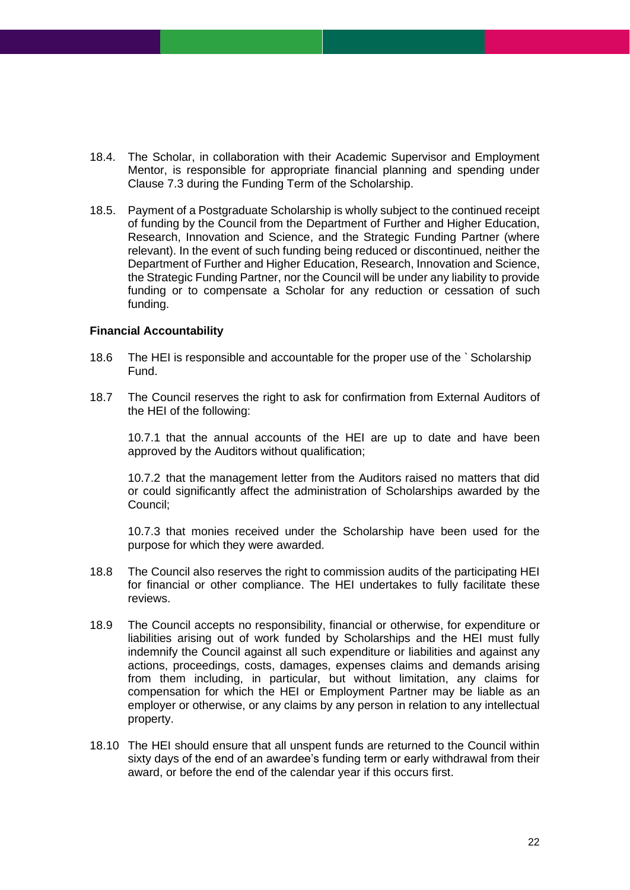18.4. The Scholar, in collaboration with their Academic Supervisor and Employment Mentor, is responsible for appropriate financial planning and spending under Clause 7.3 during the Funding Term of the Scholarship.

18.5. Payment of a Postgraduate Scholarship is wholly subject to the continued receipt of funding by the Council from the Department of Further and Higher Education, Research, Innovation and Science, and the Strategic Funding Partner (where relevant). In the event of such funding being reduced or discontinued, neither the Department of Further and Higher Education, Research, Innovation and Science, the Strategic Funding Partner, nor the Council will be under any liability to provide funding or to compensate a Scholar for any reduction or cessation of such funding.

**Financial Accountability**

18.6 The HEI is responsible and accountable for the proper use of the ` Scholarship Fund.

18.7 The Council reserves the right to ask for confirmation from External Auditors of the HEI of the following:

10.7.1 that the annual accounts of the HEI are up to date and have been approved by the Auditors without qualification;

10.7.2 that the management letter from the Auditors raised no matters that did or could significantly affect the administration of Scholarships awarded by the Council;

10.7.3 that monies received under the Scholarship have been used for the purpose for which they were awarded.

18.8 The Council also reserves the right to commission audits of the participating HEI for financial or other compliance. The HEI undertakes to fully facilitate these reviews.

18.9 The Council accepts no responsibility, financial or otherwise, for expenditure or liabilities arising out of work funded by Scholarships and the HEI must fully indemnify the Council against all such expenditure or liabilities and against any actions, proceedings, costs, damages, expenses claims and demands arising from them including, in particular, but without limitation, any claims for compensation for which the HEI or Employment Partner may be liable as an employer or otherwise, or any claims by any person in relation to any intellectual property.

18.10 The HEI should ensure that all unspent funds are returned to the Council within sixty days of the end of an awardee's funding term or early withdrawal from their award, or before the end of the calendar year if this occurs first.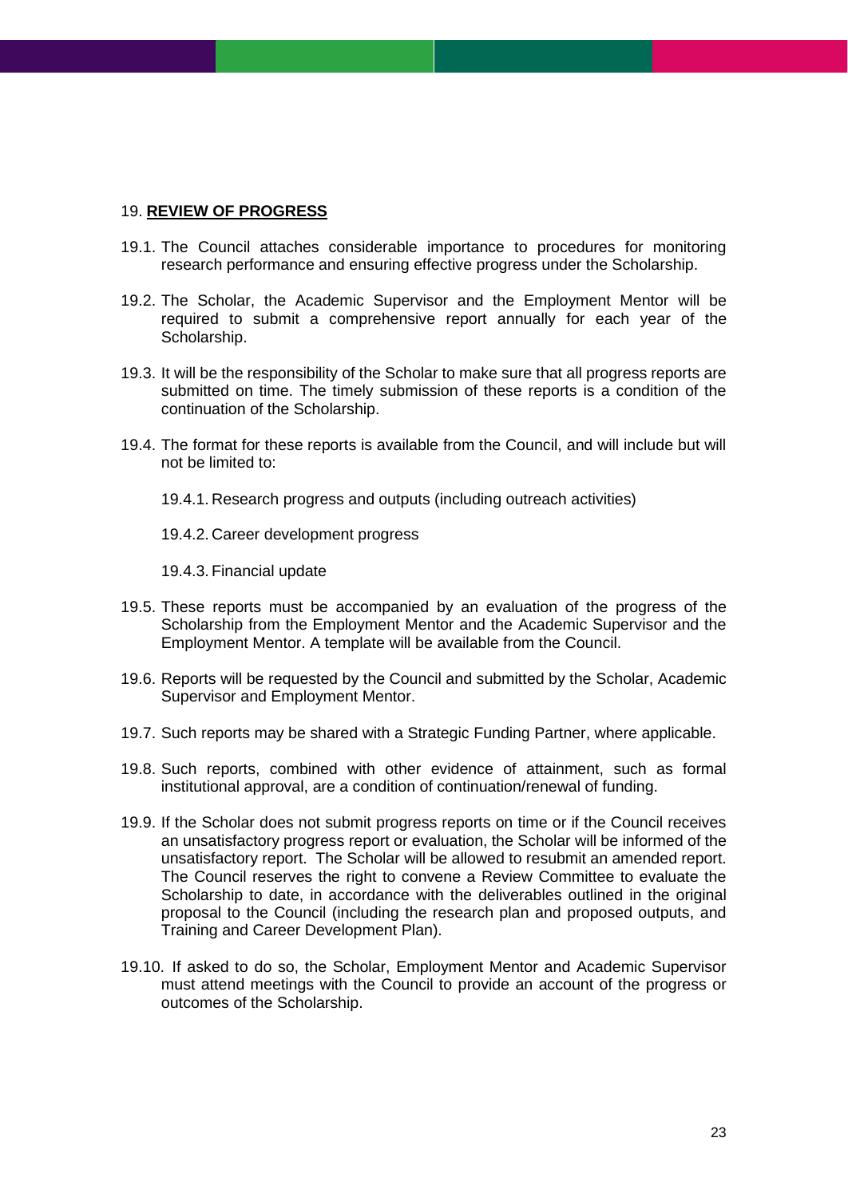## 19. **REVIEW OF PROGRESS**

19.1. The Council attaches considerable importance to procedures for monitoring research performance and ensuring effective progress under the Scholarship.

19.2. The Scholar, the Academic Supervisor and the Employment Mentor will be required to submit a comprehensive report annually for each year of the Scholarship.

19.3. It will be the responsibility of the Scholar to make sure that all progress reports are submitted on time. The timely submission of these reports is a condition of the continuation of the Scholarship.

19.4. The format for these reports is available from the Council, and will include but will not be limited to:

19.4.1. Research progress and outputs (including outreach activities)

19.4.2. Career development progress

19.4.3. Financial update

19.5. These reports must be accompanied by an evaluation of the progress of the Scholarship from the Employment Mentor and the Academic Supervisor and the Employment Mentor. A template will be available from the Council.

19.6. Reports will be requested by the Council and submitted by the Scholar, Academic Supervisor and Employment Mentor.

19.7. Such reports may be shared with a Strategic Funding Partner, where applicable.

19.8. Such reports, combined with other evidence of attainment, such as formal institutional approval, are a condition of continuation/renewal of funding.

19.9. If the Scholar does not submit progress reports on time or if the Council receives an unsatisfactory progress report or evaluation, the Scholar will be informed of the unsatisfactory report. The Scholar will be allowed to resubmit an amended report. The Council reserves the right to convene a Review Committee to evaluate the Scholarship to date, in accordance with the deliverables outlined in the original proposal to the Council (including the research plan and proposed outputs, and Training and Career Development Plan).

19.10. If asked to do so, the Scholar, Employment Mentor and Academic Supervisor must attend meetings with the Council to provide an account of the progress or outcomes of the Scholarship.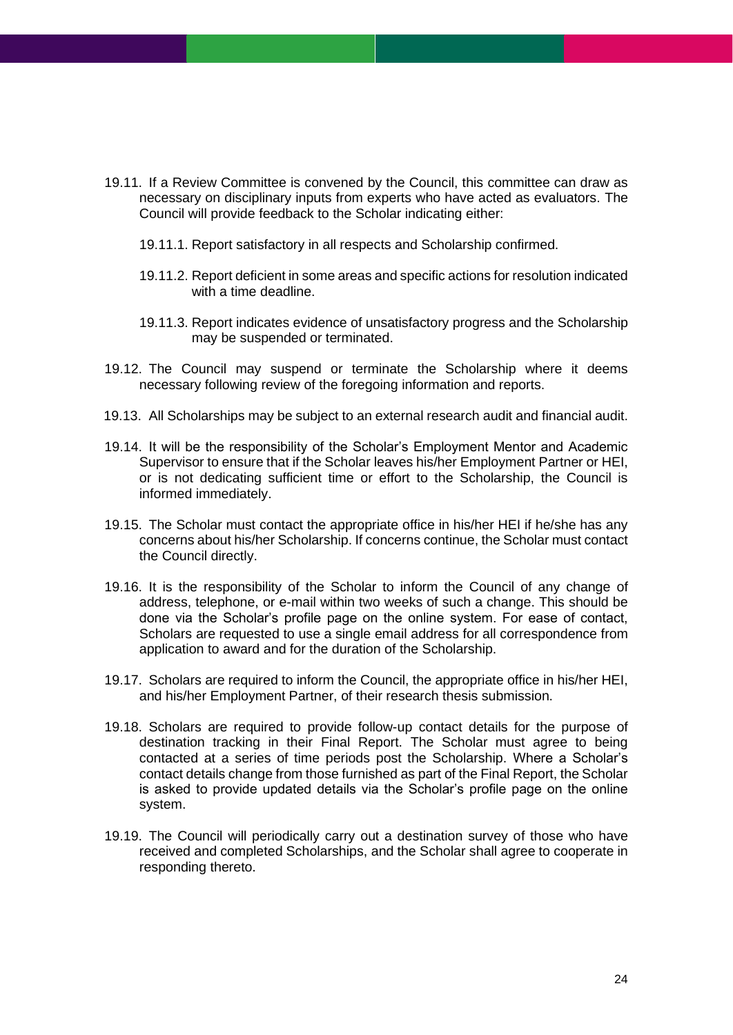19.11. If a Review Committee is convened by the Council, this committee can draw as necessary on disciplinary inputs from experts who have acted as evaluators. The Council will provide feedback to the Scholar indicating either:

19.11.1. Report satisfactory in all respects and Scholarship confirmed.

19.11.2. Report deficient in some areas and specific actions for resolution indicated with a time deadline.

19.11.3. Report indicates evidence of unsatisfactory progress and the Scholarship may be suspended or terminated.

19.12. The Council may suspend or terminate the Scholarship where it deems necessary following review of the foregoing information and reports.

19.13. All Scholarships may be subject to an external research audit and financial audit.

19.14. It will be the responsibility of the Scholar's Employment Mentor and Academic Supervisor to ensure that if the Scholar leaves his/her Employment Partner or HEI, or is not dedicating sufficient time or effort to the Scholarship, the Council is informed immediately.

19.15. The Scholar must contact the appropriate office in his/her HEI if he/she has any concerns about his/her Scholarship. If concerns continue, the Scholar must contact the Council directly.

19.16. It is the responsibility of the Scholar to inform the Council of any change of address, telephone, or e-mail within two weeks of such a change. This should be done via the Scholar's profile page on the online system. For ease of contact, Scholars are requested to use a single email address for all correspondence from application to award and for the duration of the Scholarship.

19.17. Scholars are required to inform the Council, the appropriate office in his/her HEI, and his/her Employment Partner, of their research thesis submission.

19.18. Scholars are required to provide follow-up contact details for the purpose of destination tracking in their Final Report. The Scholar must agree to being contacted at a series of time periods post the Scholarship. Where a Scholar's contact details change from those furnished as part of the Final Report, the Scholar is asked to provide updated details via the Scholar's profile page on the online system.

19.19. The Council will periodically carry out a destination survey of those who have received and completed Scholarships, and the Scholar shall agree to cooperate in responding thereto.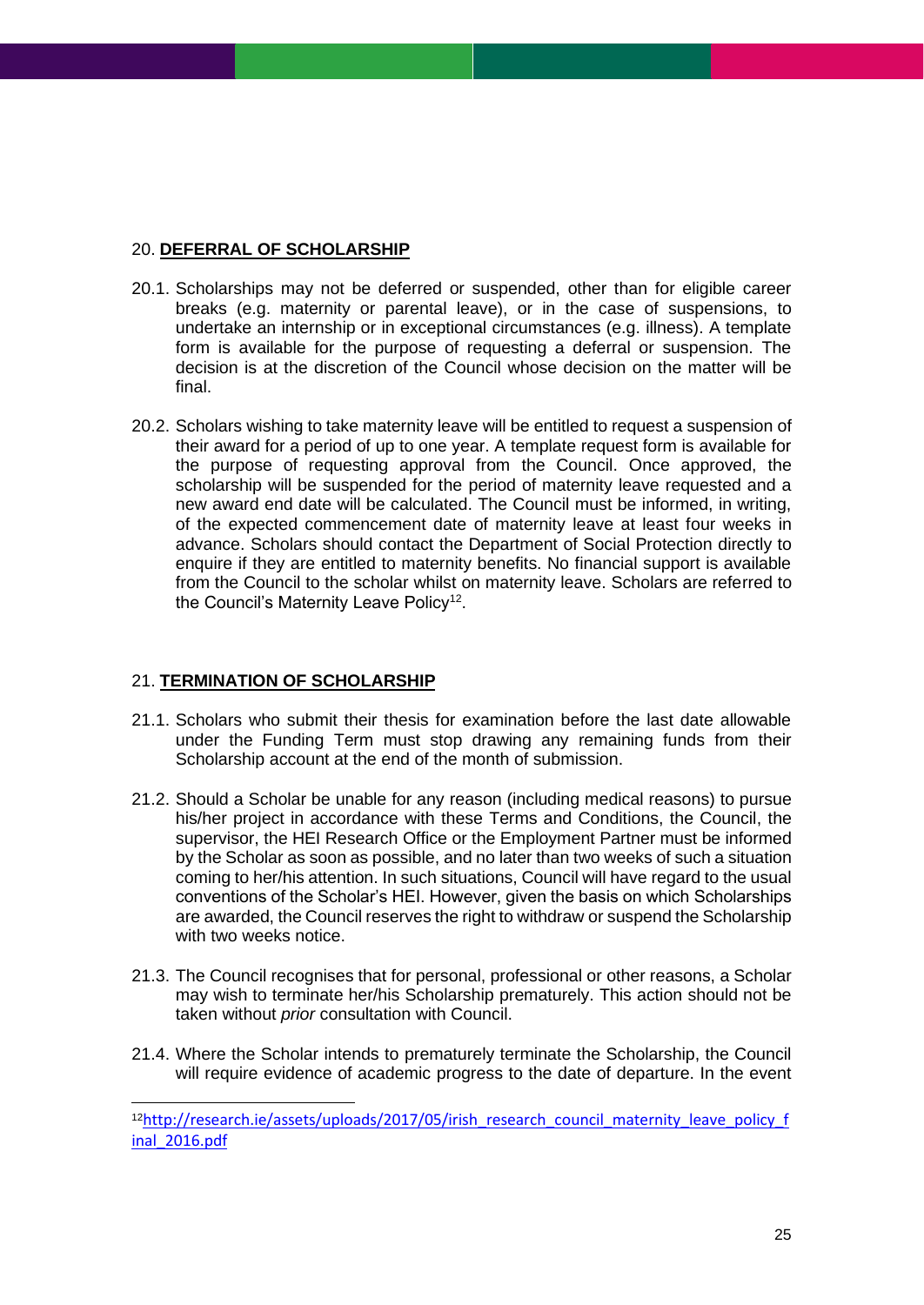## 20. **DEFERRAL OF SCHOLARSHIP**

20.1. Scholarships may not be deferred or suspended, other than for eligible career breaks (e.g. maternity or parental leave), or in the case of suspensions, to undertake an internship or in exceptional circumstances (e.g. illness). A template form is available for the purpose of requesting a deferral or suspension. The decision is at the discretion of the Council whose decision on the matter will be final.

20.2. Scholars wishing to take maternity leave will be entitled to request a suspension of their award for a period of up to one year. A template request form is available for the purpose of requesting approval from the Council. Once approved, the scholarship will be suspended for the period of maternity leave requested and a new award end date will be calculated. The Council must be informed, in writing, of the expected commencement date of maternity leave at least four weeks in advance. Scholars should contact the Department of Social Protection directly to enquire if they are entitled to maternity benefits. No financial support is available from the Council to the scholar whilst on maternity leave. Scholars are referred to the Council's Maternity Leave Policy[12].

## 21. **TERMINATION OF SCHOLARSHIP**

21.1. Scholars who submit their thesis for examination before the last date allowable under the Funding Term must stop drawing any remaining funds from their Scholarship account at the end of the month of submission.

21.2. Should a Scholar be unable for any reason (including medical reasons) to pursue his/her project in accordance with these Terms and Conditions, the Council, the supervisor, the HEI Research Office or the Employment Partner must be informed by the Scholar as soon as possible, and no later than two weeks of such a situation coming to her/his attention. In such situations, Council will have regard to the usual conventions of the Scholar's HEI. However, given the basis on which Scholarships are awarded, the Council reserves the right to withdraw or suspend the Scholarship with two weeks notice.

21.3. The Council recognises that for personal, professional or other reasons, a Scholar may wish to terminate her/his Scholarship prematurely. This action should not be taken without *prior* consultation with Council.

21.4. Where the Scholar intends to prematurely terminate the Scholarship, the Council will require evidence of academic progress to the date of departure. In the event

---

[12] http://research.ie/assets/uploads/2017/05/irish_research_council_maternity_leave_policy_final_2016.pdf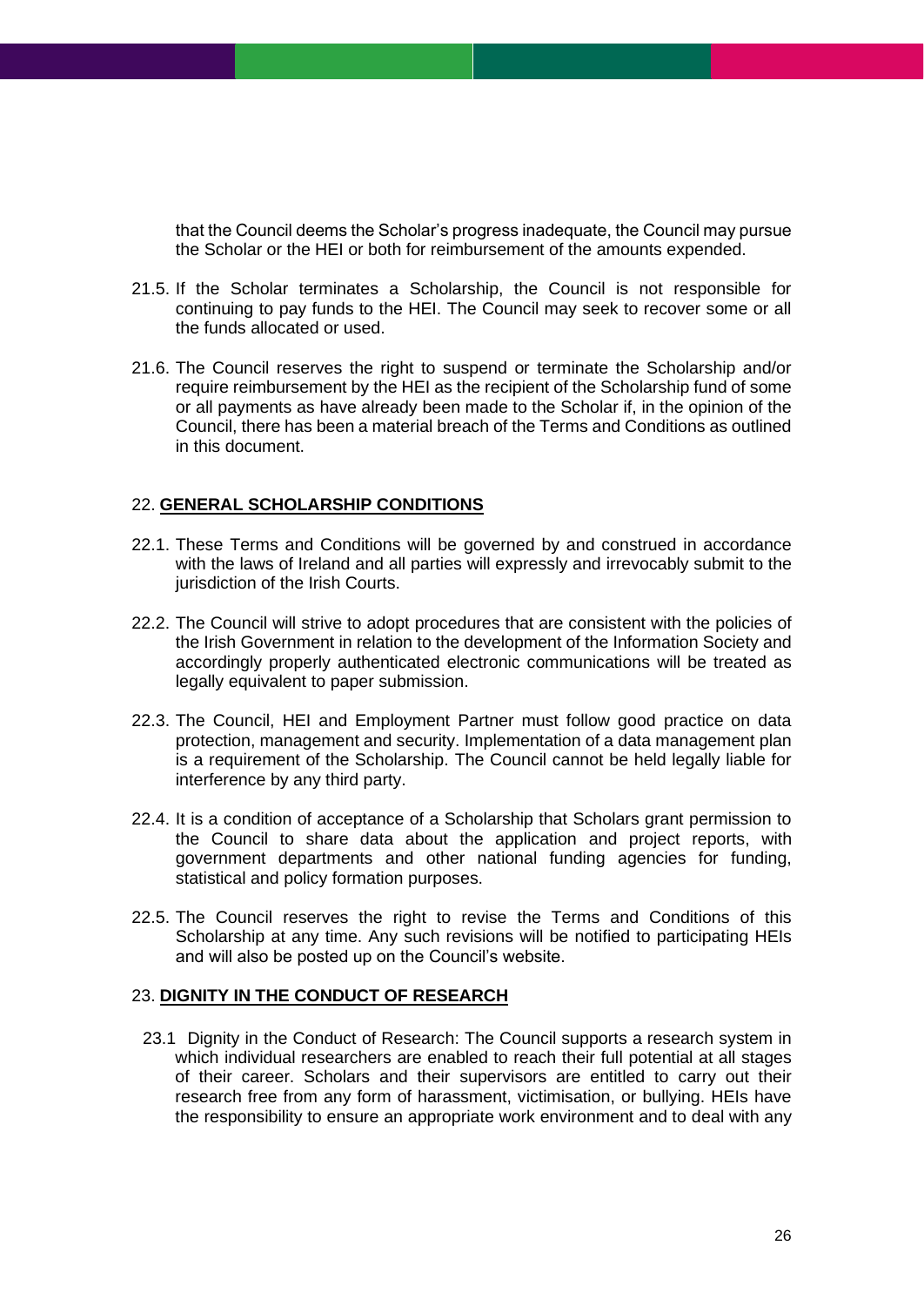that the Council deems the Scholar's progress inadequate, the Council may pursue the Scholar or the HEI or both for reimbursement of the amounts expended.

21.5. If the Scholar terminates a Scholarship, the Council is not responsible for continuing to pay funds to the HEI. The Council may seek to recover some or all the funds allocated or used.

21.6. The Council reserves the right to suspend or terminate the Scholarship and/or require reimbursement by the HEI as the recipient of the Scholarship fund of some or all payments as have already been made to the Scholar if, in the opinion of the Council, there has been a material breach of the Terms and Conditions as outlined in this document.

## 22. GENERAL SCHOLARSHIP CONDITIONS

22.1. These Terms and Conditions will be governed by and construed in accordance with the laws of Ireland and all parties will expressly and irrevocably submit to the jurisdiction of the Irish Courts.

22.2. The Council will strive to adopt procedures that are consistent with the policies of the Irish Government in relation to the development of the Information Society and accordingly properly authenticated electronic communications will be treated as legally equivalent to paper submission.

22.3. The Council, HEI and Employment Partner must follow good practice on data protection, management and security. Implementation of a data management plan is a requirement of the Scholarship. The Council cannot be held legally liable for interference by any third party.

22.4. It is a condition of acceptance of a Scholarship that Scholars grant permission to the Council to share data about the application and project reports, with government departments and other national funding agencies for funding, statistical and policy formation purposes.

22.5. The Council reserves the right to revise the Terms and Conditions of this Scholarship at any time. Any such revisions will be notified to participating HEIs and will also be posted up on the Council's website.

## 23. DIGNITY IN THE CONDUCT OF RESEARCH

23.1 Dignity in the Conduct of Research: The Council supports a research system in which individual researchers are enabled to reach their full potential at all stages of their career. Scholars and their supervisors are entitled to carry out their research free from any form of harassment, victimisation, or bullying. HEIs have the responsibility to ensure an appropriate work environment and to deal with any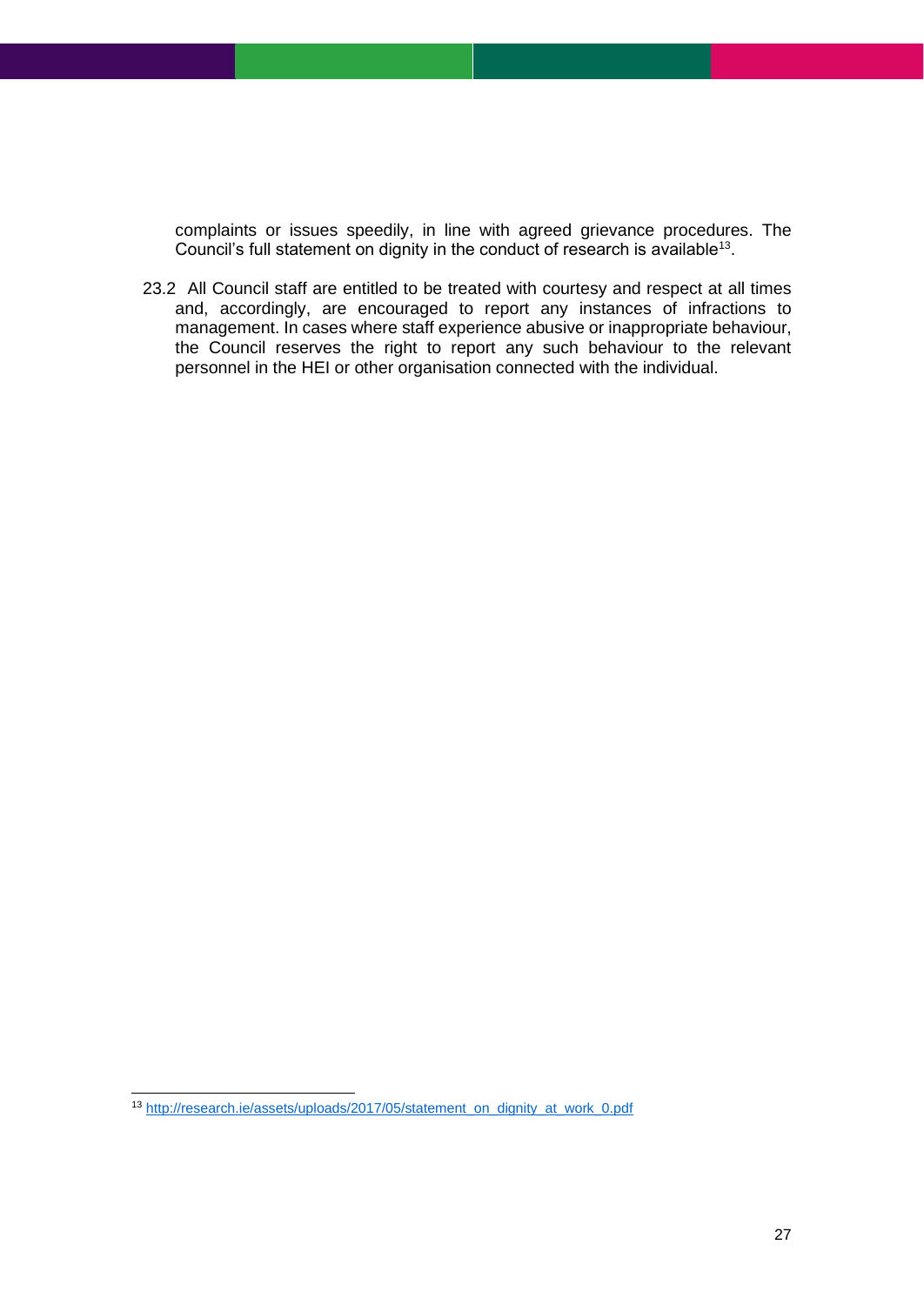complaints or issues speedily, in line with agreed grievance procedures. The Council's full statement on dignity in the conduct of research is available[13].

23.2 All Council staff are entitled to be treated with courtesy and respect at all times and, accordingly, are encouraged to report any instances of infractions to management. In cases where staff experience abusive or inappropriate behaviour, the Council reserves the right to report any such behaviour to the relevant personnel in the HEI or other organisation connected with the individual.

---

[13] http://research.ie/assets/uploads/2017/05/statement_on_dignity_at_work_0.pdf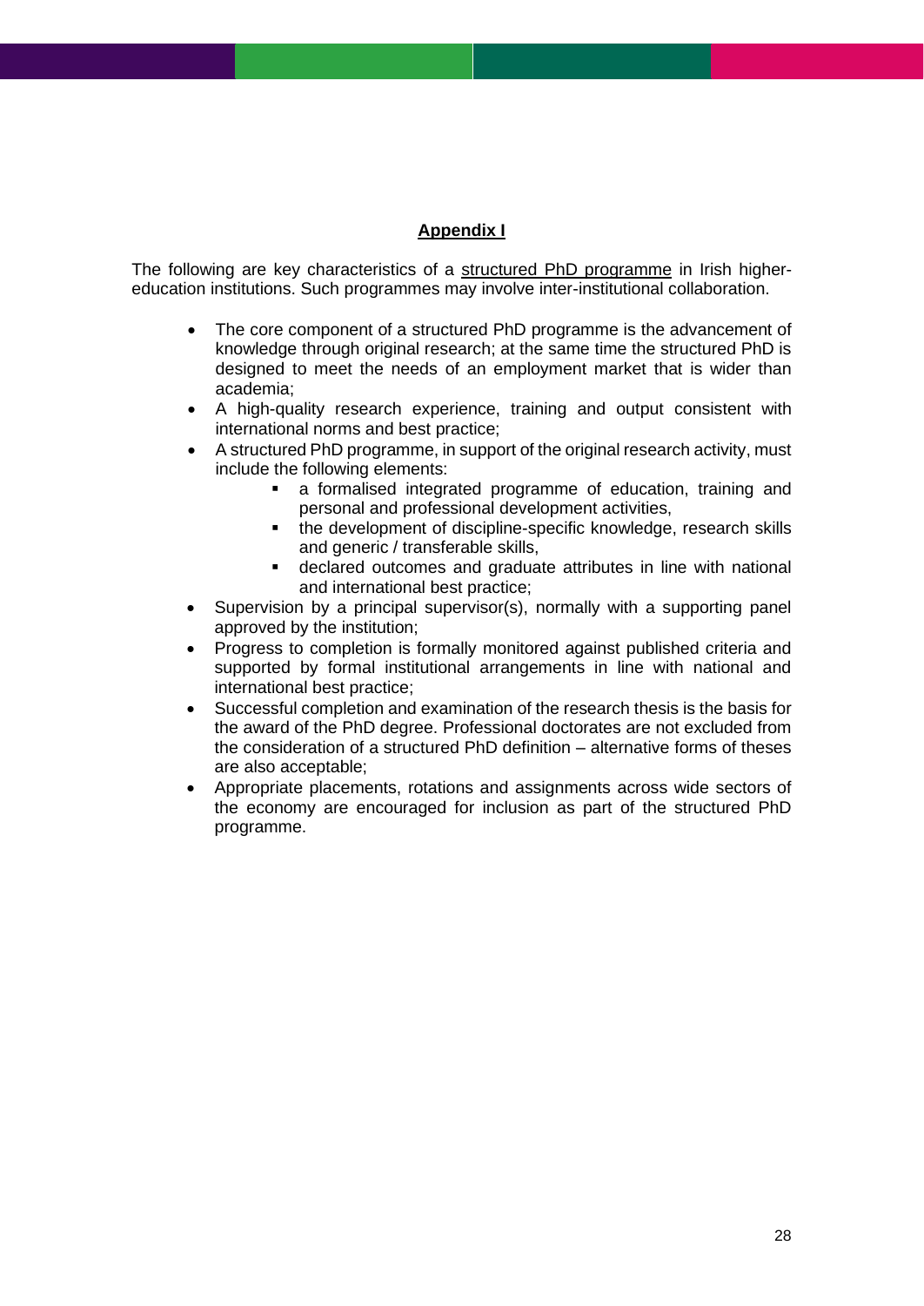## **Appendix I**

The following are key characteristics of a structured PhD programme in Irish higher-education institutions. Such programmes may involve inter-institutional collaboration.

- The core component of a structured PhD programme is the advancement of knowledge through original research; at the same time the structured PhD is designed to meet the needs of an employment market that is wider than academia;
- A high-quality research experience, training and output consistent with international norms and best practice;
- A structured PhD programme, in support of the original research activity, must include the following elements:
  - a formalised integrated programme of education, training and personal and professional development activities,
  - the development of discipline-specific knowledge, research skills and generic / transferable skills,
  - declared outcomes and graduate attributes in line with national and international best practice;
- Supervision by a principal supervisor(s), normally with a supporting panel approved by the institution;
- Progress to completion is formally monitored against published criteria and supported by formal institutional arrangements in line with national and international best practice;
- Successful completion and examination of the research thesis is the basis for the award of the PhD degree. Professional doctorates are not excluded from the consideration of a structured PhD definition – alternative forms of theses are also acceptable;
- Appropriate placements, rotations and assignments across wide sectors of the economy are encouraged for inclusion as part of the structured PhD programme.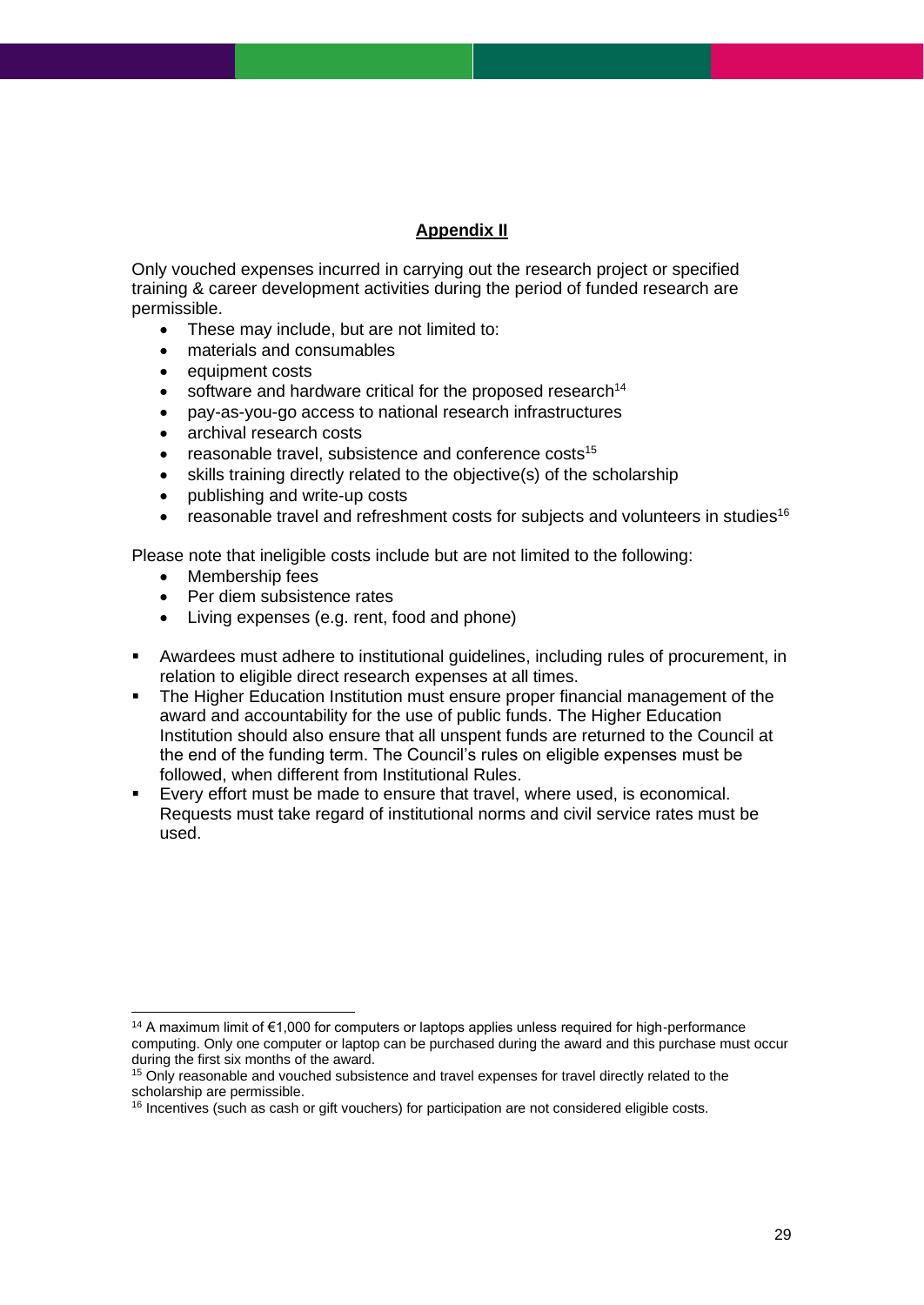## Appendix II

Only vouched expenses incurred in carrying out the research project or specified training & career development activities during the period of funded research are permissible.

- These may include, but are not limited to:
- materials and consumables
- equipment costs
- software and hardware critical for the proposed research[14]
- pay-as-you-go access to national research infrastructures
- archival research costs
- reasonable travel, subsistence and conference costs[15]
- skills training directly related to the objective(s) of the scholarship
- publishing and write-up costs
- reasonable travel and refreshment costs for subjects and volunteers in studies[16]

Please note that ineligible costs include but are not limited to the following:

- Membership fees
- Per diem subsistence rates
- Living expenses (e.g. rent, food and phone)

- Awardees must adhere to institutional guidelines, including rules of procurement, in relation to eligible direct research expenses at all times.
- The Higher Education Institution must ensure proper financial management of the award and accountability for the use of public funds. The Higher Education Institution should also ensure that all unspent funds are returned to the Council at the end of the funding term. The Council's rules on eligible expenses must be followed, when different from Institutional Rules.
- Every effort must be made to ensure that travel, where used, is economical. Requests must take regard of institutional norms and civil service rates must be used.

---

[14] A maximum limit of €1,000 for computers or laptops applies unless required for high-performance computing. Only one computer or laptop can be purchased during the award and this purchase must occur during the first six months of the award.

[15] Only reasonable and vouched subsistence and travel expenses for travel directly related to the scholarship are permissible.

[16] Incentives (such as cash or gift vouchers) for participation are not considered eligible costs.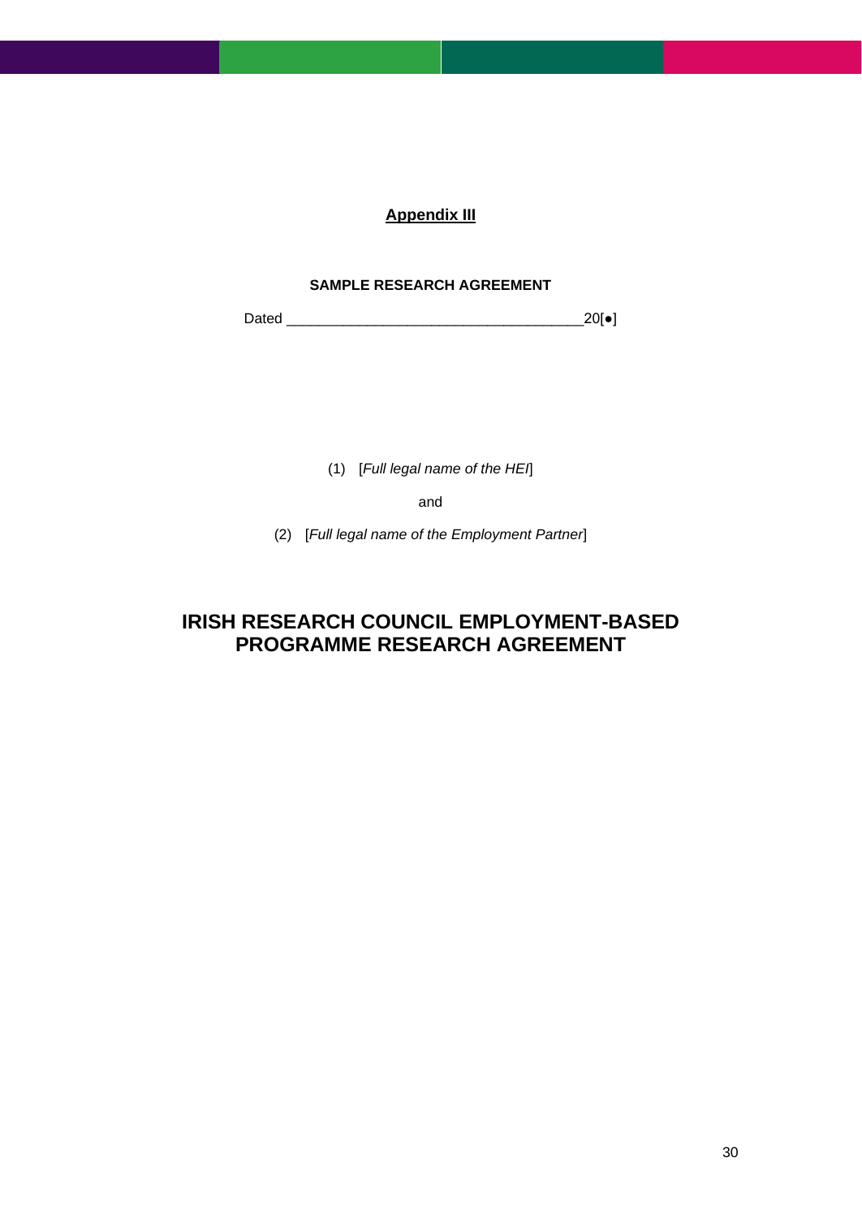**Appendix III**

**SAMPLE RESEARCH AGREEMENT**

Dated ____________________________________20[●]

(1) [*Full legal name of the HEI*]

and

(2) [*Full legal name of the Employment Partner*]

# IRISH RESEARCH COUNCIL EMPLOYMENT-BASED PROGRAMME RESEARCH AGREEMENT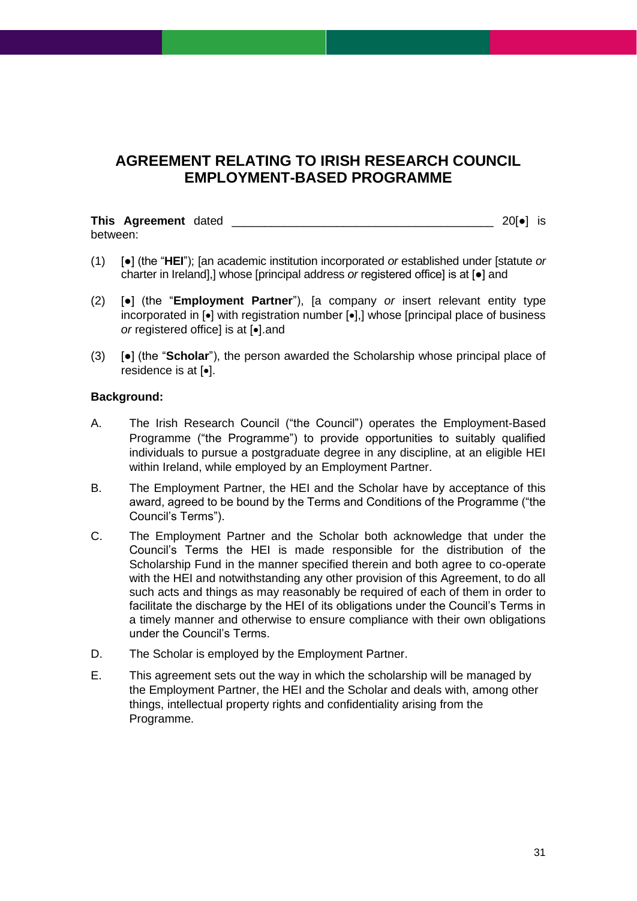# AGREEMENT RELATING TO IRISH RESEARCH COUNCIL EMPLOYMENT-BASED PROGRAMME

**This Agreement** dated ________________________________________ 20[•] is between:

(1) [•] (the "**HEI**"); [an academic institution incorporated *or* established under [statute *or* charter in Ireland],] whose [principal address *or* registered office] is at [•] and

(2) [•] (the "**Employment Partner**"), [a company *or* insert relevant entity type incorporated in [•] with registration number [•],] whose [principal place of business *or* registered office] is at [•].and

(3) [•] (the "**Scholar**"), the person awarded the Scholarship whose principal place of residence is at [•].

**Background:**

A. The Irish Research Council ("the Council") operates the Employment-Based Programme ("the Programme") to provide opportunities to suitably qualified individuals to pursue a postgraduate degree in any discipline, at an eligible HEI within Ireland, while employed by an Employment Partner.

B. The Employment Partner, the HEI and the Scholar have by acceptance of this award, agreed to be bound by the Terms and Conditions of the Programme ("the Council's Terms").

C. The Employment Partner and the Scholar both acknowledge that under the Council's Terms the HEI is made responsible for the distribution of the Scholarship Fund in the manner specified therein and both agree to co-operate with the HEI and notwithstanding any other provision of this Agreement, to do all such acts and things as may reasonably be required of each of them in order to facilitate the discharge by the HEI of its obligations under the Council's Terms in a timely manner and otherwise to ensure compliance with their own obligations under the Council's Terms.

D. The Scholar is employed by the Employment Partner.

E. This agreement sets out the way in which the scholarship will be managed by the Employment Partner, the HEI and the Scholar and deals with, among other things, intellectual property rights and confidentiality arising from the Programme.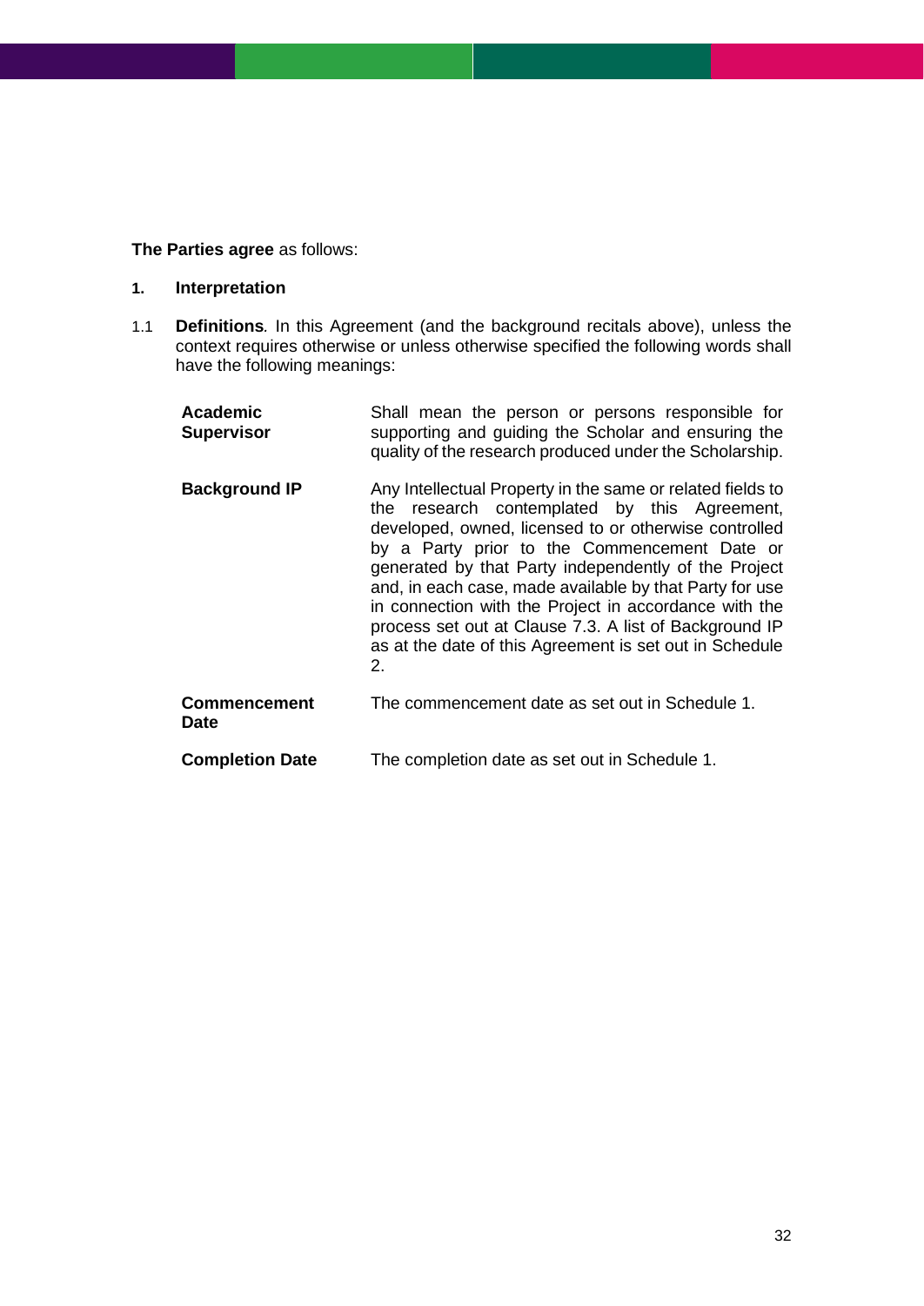**The Parties agree** as follows:

## 1. Interpretation

1.1 **Definitions***.* In this Agreement (and the background recitals above), unless the context requires otherwise or unless otherwise specified the following words shall have the following meanings:

| | |
|---|---|
| **Academic Supervisor** | Shall mean the person or persons responsible for supporting and guiding the Scholar and ensuring the quality of the research produced under the Scholarship. |
| **Background IP** | Any Intellectual Property in the same or related fields to the research contemplated by this Agreement, developed, owned, licensed to or otherwise controlled by a Party prior to the Commencement Date or generated by that Party independently of the Project and, in each case, made available by that Party for use in connection with the Project in accordance with the process set out at Clause 7.3. A list of Background IP as at the date of this Agreement is set out in Schedule 2. |
| **Commencement Date** | The commencement date as set out in Schedule 1. |
| **Completion Date** | The completion date as set out in Schedule 1. |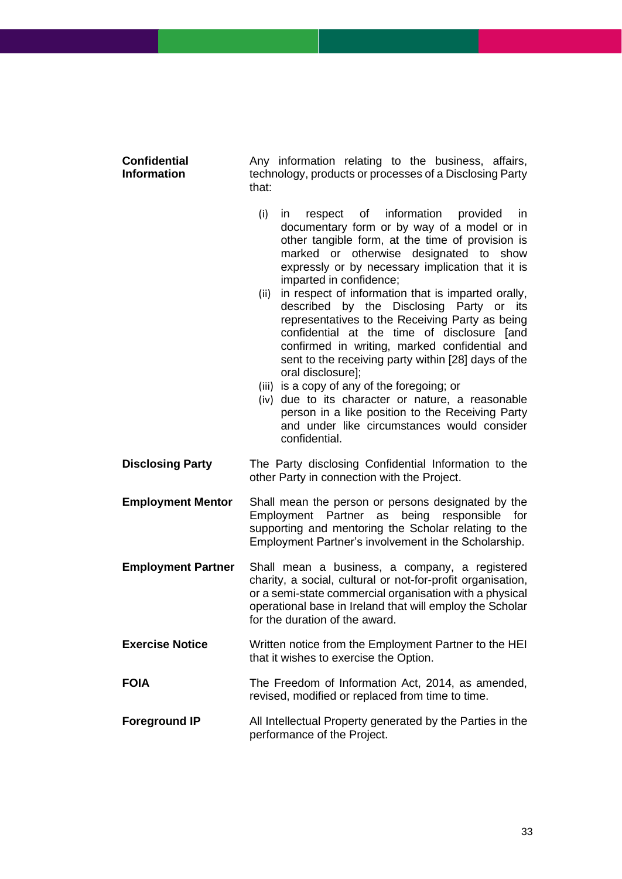| | |
|---|---|
| **Confidential Information** | Any information relating to the business, affairs, technology, products or processes of a Disclosing Party that:<br><br>(i) in respect of information provided in documentary form or by way of a model or in other tangible form, at the time of provision is marked or otherwise designated to show expressly or by necessary implication that it is imparted in confidence;<br>(ii) in respect of information that is imparted orally, described by the Disclosing Party or its representatives to the Receiving Party as being confidential at the time of disclosure [and confirmed in writing, marked confidential and sent to the receiving party within [28] days of the oral disclosure];<br>(iii) is a copy of any of the foregoing; or<br>(iv) due to its character or nature, a reasonable person in a like position to the Receiving Party and under like circumstances would consider confidential. |
| **Disclosing Party** | The Party disclosing Confidential Information to the other Party in connection with the Project. |
| **Employment Mentor** | Shall mean the person or persons designated by the Employment Partner as being responsible for supporting and mentoring the Scholar relating to the Employment Partner's involvement in the Scholarship. |
| **Employment Partner** | Shall mean a business, a company, a registered charity, a social, cultural or not-for-profit organisation, or a semi-state commercial organisation with a physical operational base in Ireland that will employ the Scholar for the duration of the award. |
| **Exercise Notice** | Written notice from the Employment Partner to the HEI that it wishes to exercise the Option. |
| **FOIA** | The Freedom of Information Act, 2014, as amended, revised, modified or replaced from time to time. |
| **Foreground IP** | All Intellectual Property generated by the Parties in the performance of the Project. |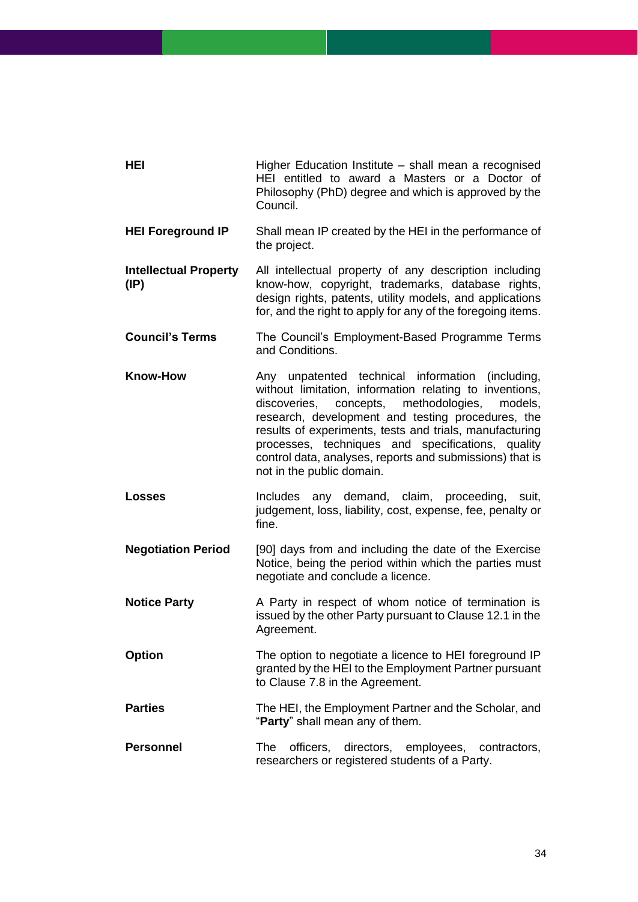| | |
|---|---|
| **HEI** | Higher Education Institute – shall mean a recognised HEI entitled to award a Masters or a Doctor of Philosophy (PhD) degree and which is approved by the Council. |
| **HEI Foreground IP** | Shall mean IP created by the HEI in the performance of the project. |
| **Intellectual Property (IP)** | All intellectual property of any description including know-how, copyright, trademarks, database rights, design rights, patents, utility models, and applications for, and the right to apply for any of the foregoing items. |
| **Council's Terms** | The Council's Employment-Based Programme Terms and Conditions. |
| **Know-How** | Any unpatented technical information (including, without limitation, information relating to inventions, discoveries, concepts, methodologies, models, research, development and testing procedures, the results of experiments, tests and trials, manufacturing processes, techniques and specifications, quality control data, analyses, reports and submissions) that is not in the public domain. |
| **Losses** | Includes any demand, claim, proceeding, suit, judgement, loss, liability, cost, expense, fee, penalty or fine. |
| **Negotiation Period** | [90] days from and including the date of the Exercise Notice, being the period within which the parties must negotiate and conclude a licence. |
| **Notice Party** | A Party in respect of whom notice of termination is issued by the other Party pursuant to Clause 12.1 in the Agreement. |
| **Option** | The option to negotiate a licence to HEI foreground IP granted by the HEI to the Employment Partner pursuant to Clause 7.8 in the Agreement. |
| **Parties** | The HEI, the Employment Partner and the Scholar, and "**Party**" shall mean any of them. |
| **Personnel** | The officers, directors, employees, contractors, researchers or registered students of a Party. |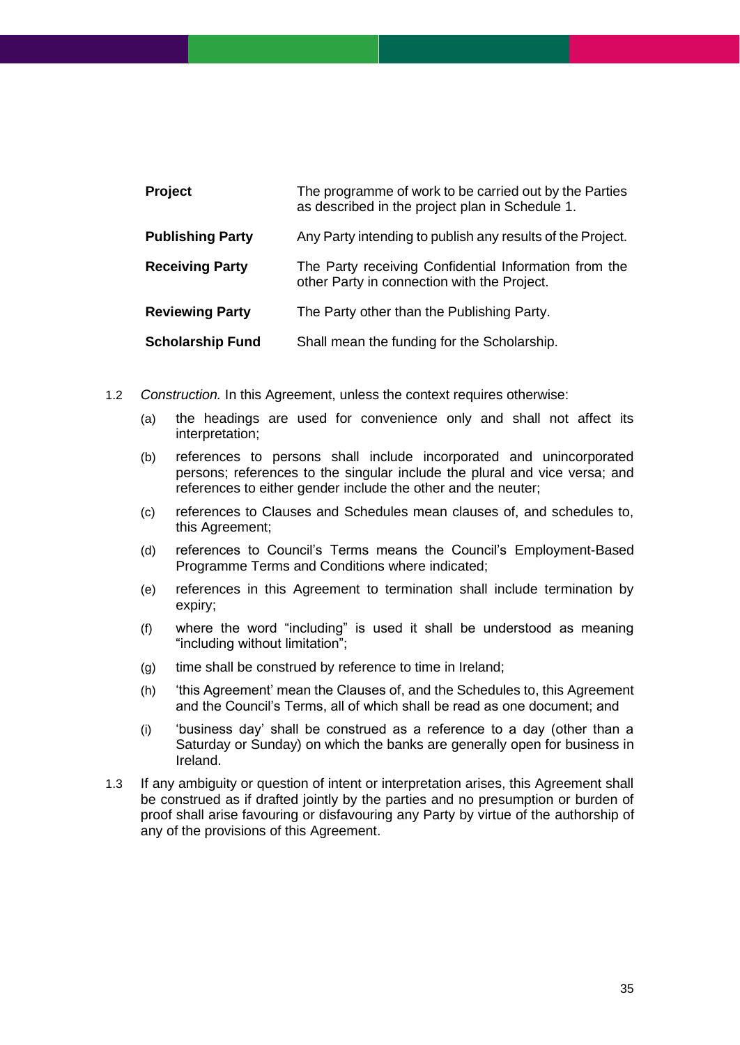| | |
|---|---|
| **Project** | The programme of work to be carried out by the Parties as described in the project plan in Schedule 1. |
| **Publishing Party** | Any Party intending to publish any results of the Project. |
| **Receiving Party** | The Party receiving Confidential Information from the other Party in connection with the Project. |
| **Reviewing Party** | The Party other than the Publishing Party. |
| **Scholarship Fund** | Shall mean the funding for the Scholarship. |

1.2 *Construction.* In this Agreement, unless the context requires otherwise:

(a) the headings are used for convenience only and shall not affect its interpretation;

(b) references to persons shall include incorporated and unincorporated persons; references to the singular include the plural and vice versa; and references to either gender include the other and the neuter;

(c) references to Clauses and Schedules mean clauses of, and schedules to, this Agreement;

(d) references to Council's Terms means the Council's Employment-Based Programme Terms and Conditions where indicated;

(e) references in this Agreement to termination shall include termination by expiry;

(f) where the word "including" is used it shall be understood as meaning "including without limitation";

(g) time shall be construed by reference to time in Ireland;

(h) 'this Agreement' mean the Clauses of, and the Schedules to, this Agreement and the Council's Terms, all of which shall be read as one document; and

(i) 'business day' shall be construed as a reference to a day (other than a Saturday or Sunday) on which the banks are generally open for business in Ireland.

1.3 If any ambiguity or question of intent or interpretation arises, this Agreement shall be construed as if drafted jointly by the parties and no presumption or burden of proof shall arise favouring or disfavouring any Party by virtue of the authorship of any of the provisions of this Agreement.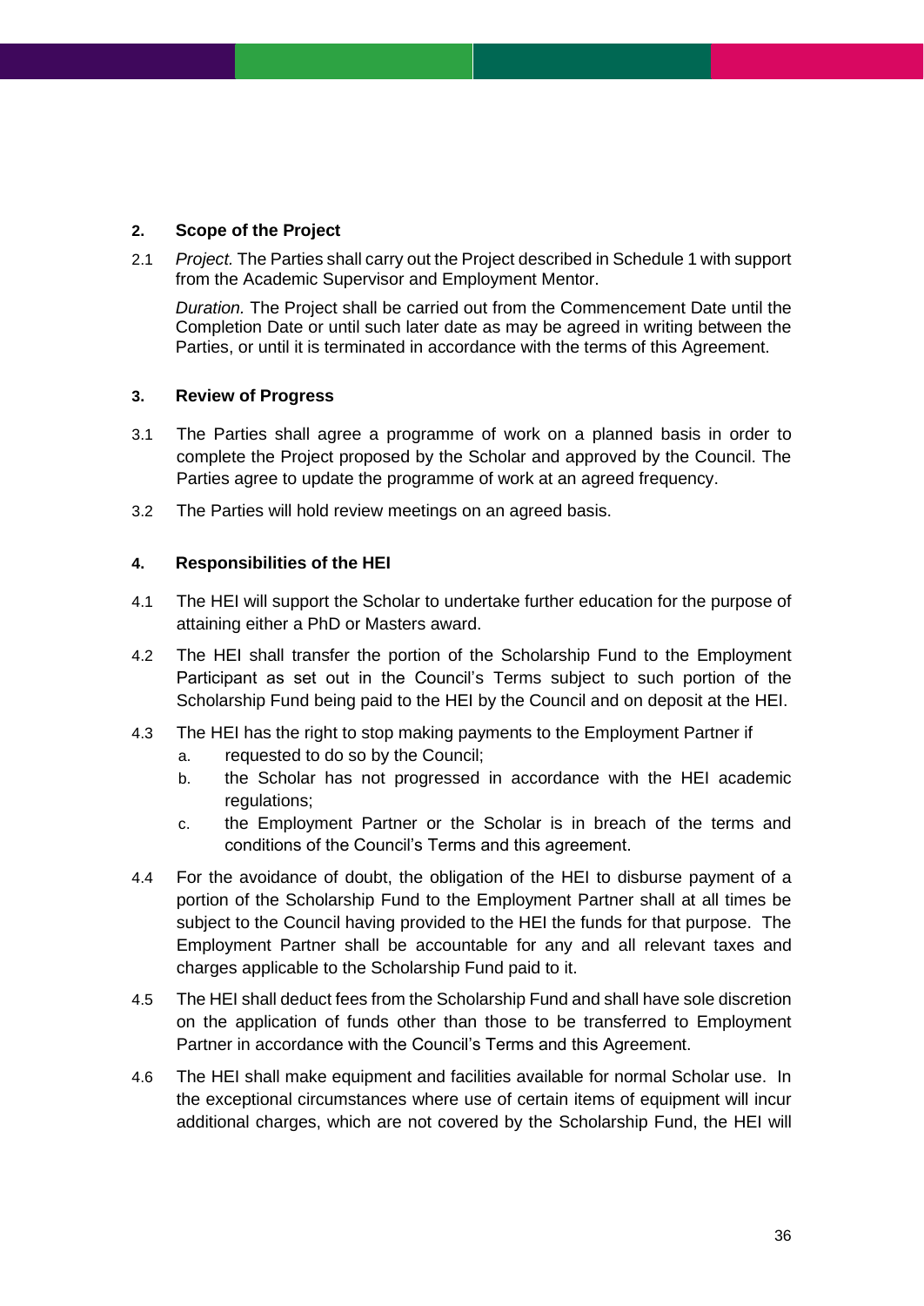**2. Scope of the Project**

2.1 *Project.* The Parties shall carry out the Project described in Schedule 1 with support from the Academic Supervisor and Employment Mentor.

*Duration.* The Project shall be carried out from the Commencement Date until the Completion Date or until such later date as may be agreed in writing between the Parties, or until it is terminated in accordance with the terms of this Agreement.

**3. Review of Progress**

3.1 The Parties shall agree a programme of work on a planned basis in order to complete the Project proposed by the Scholar and approved by the Council. The Parties agree to update the programme of work at an agreed frequency.

3.2 The Parties will hold review meetings on an agreed basis.

**4. Responsibilities of the HEI**

4.1 The HEI will support the Scholar to undertake further education for the purpose of attaining either a PhD or Masters award.

4.2 The HEI shall transfer the portion of the Scholarship Fund to the Employment Participant as set out in the Council's Terms subject to such portion of the Scholarship Fund being paid to the HEI by the Council and on deposit at the HEI.

4.3 The HEI has the right to stop making payments to the Employment Partner if

a. requested to do so by the Council;

b. the Scholar has not progressed in accordance with the HEI academic regulations;

c. the Employment Partner or the Scholar is in breach of the terms and conditions of the Council's Terms and this agreement.

4.4 For the avoidance of doubt, the obligation of the HEI to disburse payment of a portion of the Scholarship Fund to the Employment Partner shall at all times be subject to the Council having provided to the HEI the funds for that purpose. The Employment Partner shall be accountable for any and all relevant taxes and charges applicable to the Scholarship Fund paid to it.

4.5 The HEI shall deduct fees from the Scholarship Fund and shall have sole discretion on the application of funds other than those to be transferred to Employment Partner in accordance with the Council's Terms and this Agreement.

4.6 The HEI shall make equipment and facilities available for normal Scholar use. In the exceptional circumstances where use of certain items of equipment will incur additional charges, which are not covered by the Scholarship Fund, the HEI will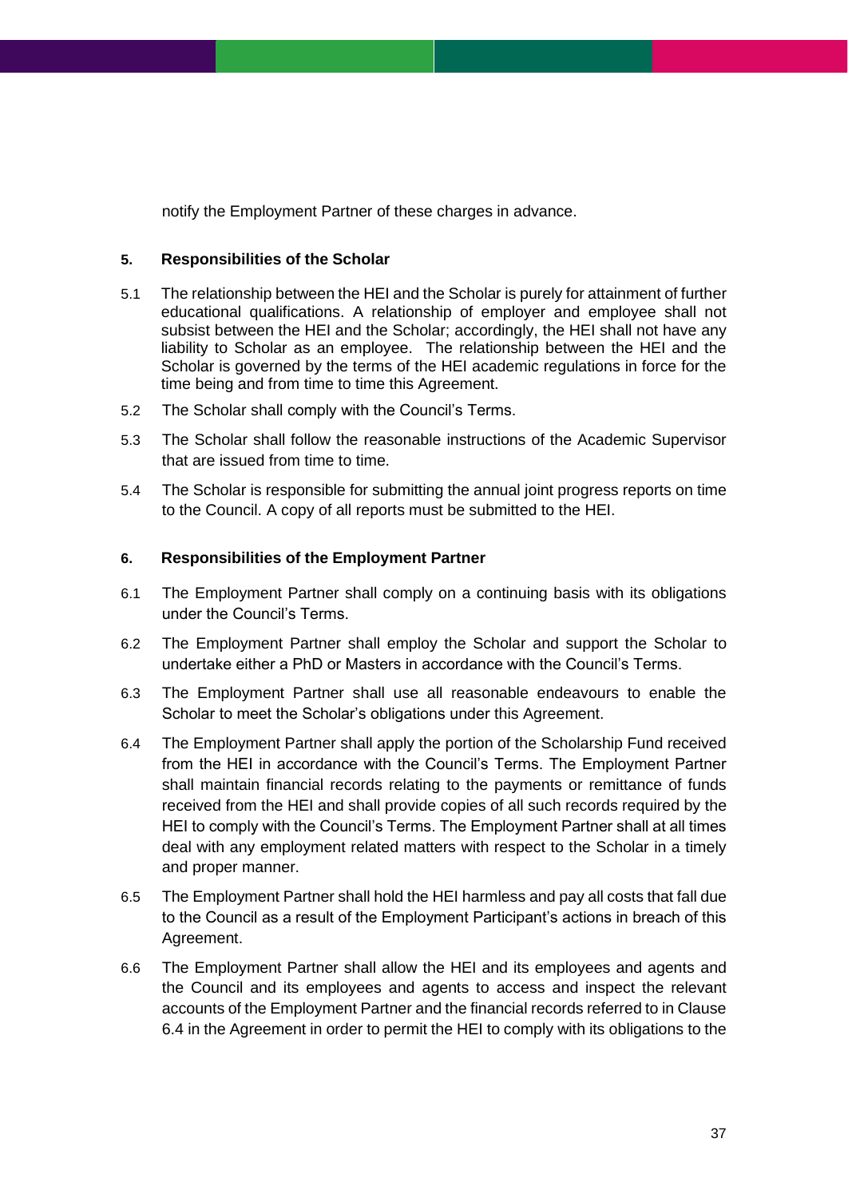notify the Employment Partner of these charges in advance.

**5. Responsibilities of the Scholar**

5.1 The relationship between the HEI and the Scholar is purely for attainment of further educational qualifications. A relationship of employer and employee shall not subsist between the HEI and the Scholar; accordingly, the HEI shall not have any liability to Scholar as an employee. The relationship between the HEI and the Scholar is governed by the terms of the HEI academic regulations in force for the time being and from time to time this Agreement.

5.2 The Scholar shall comply with the Council's Terms.

5.3 The Scholar shall follow the reasonable instructions of the Academic Supervisor that are issued from time to time.

5.4 The Scholar is responsible for submitting the annual joint progress reports on time to the Council. A copy of all reports must be submitted to the HEI.

**6. Responsibilities of the Employment Partner**

6.1 The Employment Partner shall comply on a continuing basis with its obligations under the Council's Terms.

6.2 The Employment Partner shall employ the Scholar and support the Scholar to undertake either a PhD or Masters in accordance with the Council's Terms.

6.3 The Employment Partner shall use all reasonable endeavours to enable the Scholar to meet the Scholar's obligations under this Agreement.

6.4 The Employment Partner shall apply the portion of the Scholarship Fund received from the HEI in accordance with the Council's Terms. The Employment Partner shall maintain financial records relating to the payments or remittance of funds received from the HEI and shall provide copies of all such records required by the HEI to comply with the Council's Terms. The Employment Partner shall at all times deal with any employment related matters with respect to the Scholar in a timely and proper manner.

6.5 The Employment Partner shall hold the HEI harmless and pay all costs that fall due to the Council as a result of the Employment Participant's actions in breach of this Agreement.

6.6 The Employment Partner shall allow the HEI and its employees and agents and the Council and its employees and agents to access and inspect the relevant accounts of the Employment Partner and the financial records referred to in Clause 6.4 in the Agreement in order to permit the HEI to comply with its obligations to the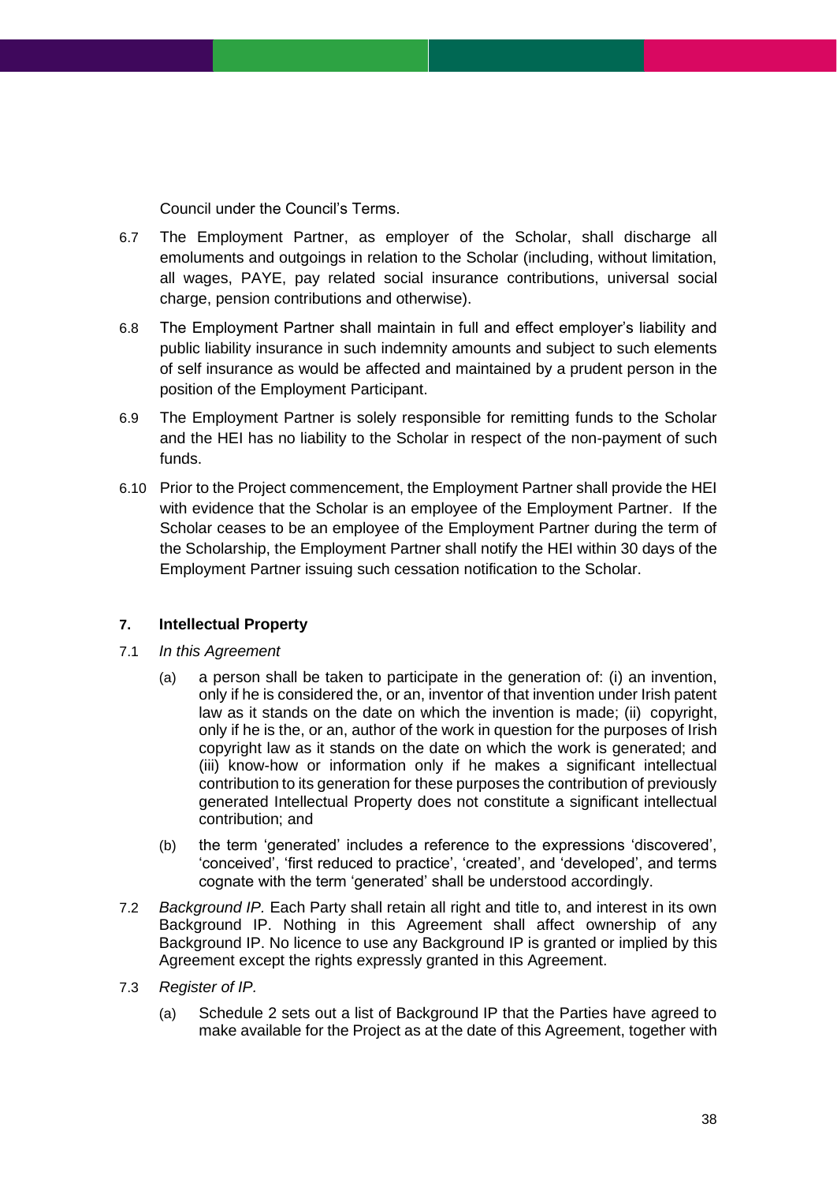Council under the Council's Terms.

6.7 The Employment Partner, as employer of the Scholar, shall discharge all emoluments and outgoings in relation to the Scholar (including, without limitation, all wages, PAYE, pay related social insurance contributions, universal social charge, pension contributions and otherwise).

6.8 The Employment Partner shall maintain in full and effect employer's liability and public liability insurance in such indemnity amounts and subject to such elements of self insurance as would be affected and maintained by a prudent person in the position of the Employment Participant.

6.9 The Employment Partner is solely responsible for remitting funds to the Scholar and the HEI has no liability to the Scholar in respect of the non-payment of such funds.

6.10 Prior to the Project commencement, the Employment Partner shall provide the HEI with evidence that the Scholar is an employee of the Employment Partner. If the Scholar ceases to be an employee of the Employment Partner during the term of the Scholarship, the Employment Partner shall notify the HEI within 30 days of the Employment Partner issuing such cessation notification to the Scholar.

## 7. Intellectual Property

7.1 *In this Agreement*

(a) a person shall be taken to participate in the generation of: (i) an invention, only if he is considered the, or an, inventor of that invention under Irish patent law as it stands on the date on which the invention is made; (ii) copyright, only if he is the, or an, author of the work in question for the purposes of Irish copyright law as it stands on the date on which the work is generated; and (iii) know-how or information only if he makes a significant intellectual contribution to its generation for these purposes the contribution of previously generated Intellectual Property does not constitute a significant intellectual contribution; and

(b) the term 'generated' includes a reference to the expressions 'discovered', 'conceived', 'first reduced to practice', 'created', and 'developed', and terms cognate with the term 'generated' shall be understood accordingly.

7.2 *Background IP.* Each Party shall retain all right and title to, and interest in its own Background IP. Nothing in this Agreement shall affect ownership of any Background IP. No licence to use any Background IP is granted or implied by this Agreement except the rights expressly granted in this Agreement.

7.3 *Register of IP.*

(a) Schedule 2 sets out a list of Background IP that the Parties have agreed to make available for the Project as at the date of this Agreement, together with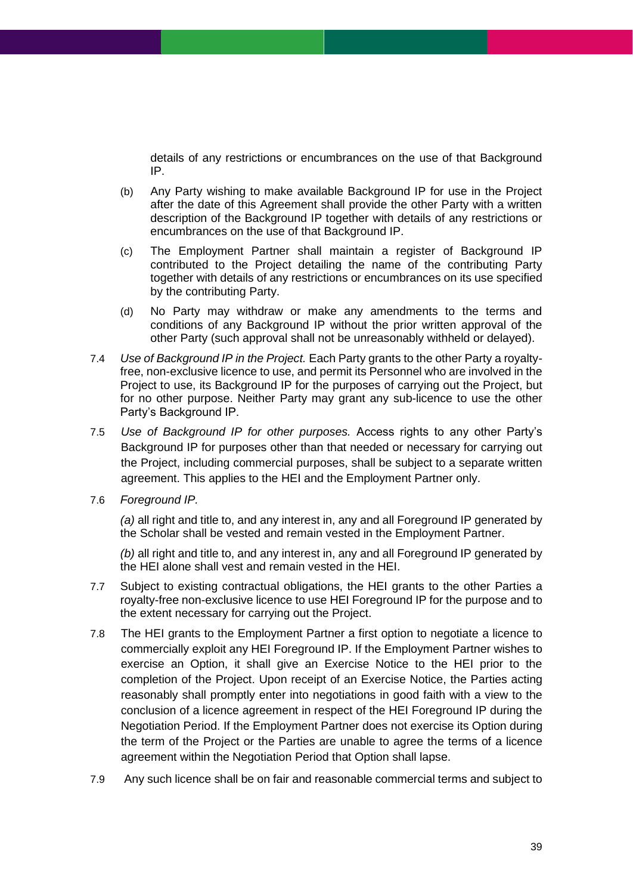details of any restrictions or encumbrances on the use of that Background IP.

(b) Any Party wishing to make available Background IP for use in the Project after the date of this Agreement shall provide the other Party with a written description of the Background IP together with details of any restrictions or encumbrances on the use of that Background IP.

(c) The Employment Partner shall maintain a register of Background IP contributed to the Project detailing the name of the contributing Party together with details of any restrictions or encumbrances on its use specified by the contributing Party.

(d) No Party may withdraw or make any amendments to the terms and conditions of any Background IP without the prior written approval of the other Party (such approval shall not be unreasonably withheld or delayed).

7.4 *Use of Background IP in the Project.* Each Party grants to the other Party a royalty-free, non-exclusive licence to use, and permit its Personnel who are involved in the Project to use, its Background IP for the purposes of carrying out the Project, but for no other purpose. Neither Party may grant any sub-licence to use the other Party's Background IP.

7.5 *Use of Background IP for other purposes.* Access rights to any other Party's Background IP for purposes other than that needed or necessary for carrying out the Project, including commercial purposes, shall be subject to a separate written agreement. This applies to the HEI and the Employment Partner only.

7.6 *Foreground IP.*

*(a)* all right and title to, and any interest in, any and all Foreground IP generated by the Scholar shall be vested and remain vested in the Employment Partner.

*(b)* all right and title to, and any interest in, any and all Foreground IP generated by the HEI alone shall vest and remain vested in the HEI.

7.7 Subject to existing contractual obligations, the HEI grants to the other Parties a royalty-free non-exclusive licence to use HEI Foreground IP for the purpose and to the extent necessary for carrying out the Project.

7.8 The HEI grants to the Employment Partner a first option to negotiate a licence to commercially exploit any HEI Foreground IP. If the Employment Partner wishes to exercise an Option, it shall give an Exercise Notice to the HEI prior to the completion of the Project. Upon receipt of an Exercise Notice, the Parties acting reasonably shall promptly enter into negotiations in good faith with a view to the conclusion of a licence agreement in respect of the HEI Foreground IP during the Negotiation Period. If the Employment Partner does not exercise its Option during the term of the Project or the Parties are unable to agree the terms of a licence agreement within the Negotiation Period that Option shall lapse.

7.9 Any such licence shall be on fair and reasonable commercial terms and subject to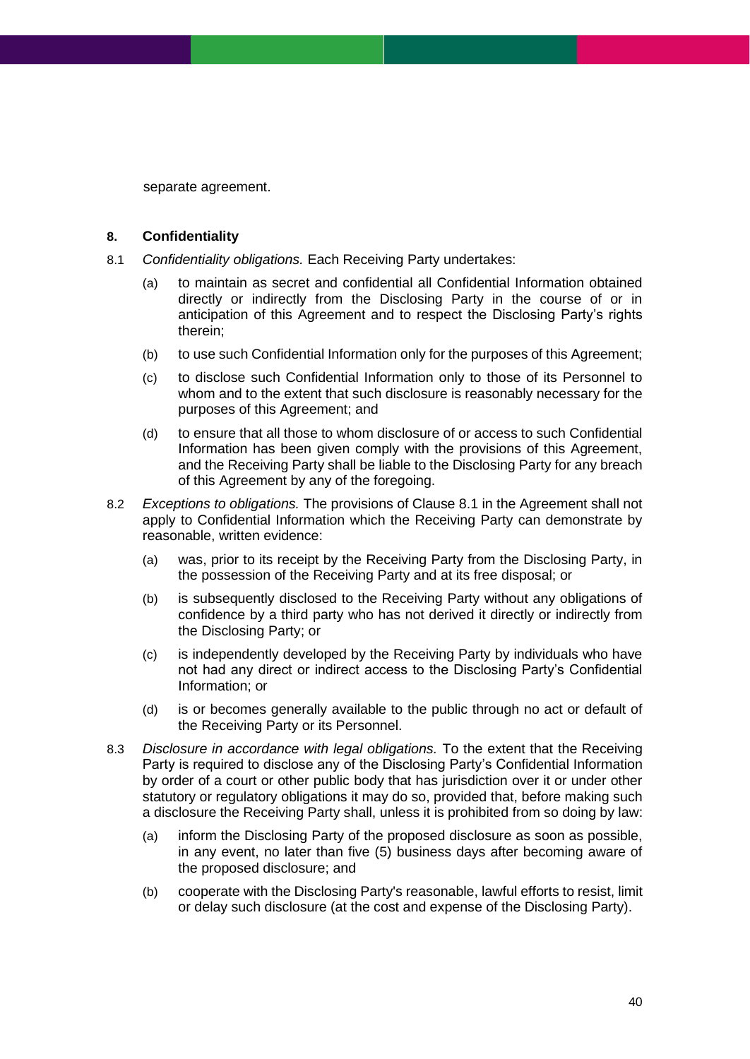separate agreement.

## 8. Confidentiality

8.1 *Confidentiality obligations.* Each Receiving Party undertakes:

(a) to maintain as secret and confidential all Confidential Information obtained directly or indirectly from the Disclosing Party in the course of or in anticipation of this Agreement and to respect the Disclosing Party's rights therein;

(b) to use such Confidential Information only for the purposes of this Agreement;

(c) to disclose such Confidential Information only to those of its Personnel to whom and to the extent that such disclosure is reasonably necessary for the purposes of this Agreement; and

(d) to ensure that all those to whom disclosure of or access to such Confidential Information has been given comply with the provisions of this Agreement, and the Receiving Party shall be liable to the Disclosing Party for any breach of this Agreement by any of the foregoing.

8.2 *Exceptions to obligations.* The provisions of Clause 8.1 in the Agreement shall not apply to Confidential Information which the Receiving Party can demonstrate by reasonable, written evidence:

(a) was, prior to its receipt by the Receiving Party from the Disclosing Party, in the possession of the Receiving Party and at its free disposal; or

(b) is subsequently disclosed to the Receiving Party without any obligations of confidence by a third party who has not derived it directly or indirectly from the Disclosing Party; or

(c) is independently developed by the Receiving Party by individuals who have not had any direct or indirect access to the Disclosing Party's Confidential Information; or

(d) is or becomes generally available to the public through no act or default of the Receiving Party or its Personnel.

8.3 *Disclosure in accordance with legal obligations.* To the extent that the Receiving Party is required to disclose any of the Disclosing Party's Confidential Information by order of a court or other public body that has jurisdiction over it or under other statutory or regulatory obligations it may do so, provided that, before making such a disclosure the Receiving Party shall, unless it is prohibited from so doing by law:

(a) inform the Disclosing Party of the proposed disclosure as soon as possible, in any event, no later than five (5) business days after becoming aware of the proposed disclosure; and

(b) cooperate with the Disclosing Party's reasonable, lawful efforts to resist, limit or delay such disclosure (at the cost and expense of the Disclosing Party).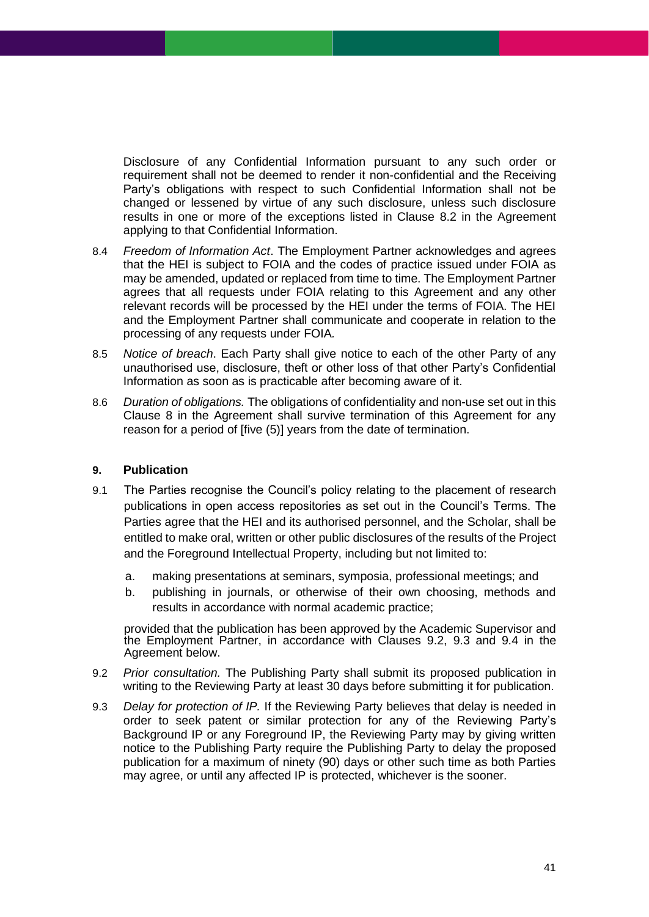Disclosure of any Confidential Information pursuant to any such order or requirement shall not be deemed to render it non-confidential and the Receiving Party's obligations with respect to such Confidential Information shall not be changed or lessened by virtue of any such disclosure, unless such disclosure results in one or more of the exceptions listed in Clause 8.2 in the Agreement applying to that Confidential Information.

8.4 *Freedom of Information Act*. The Employment Partner acknowledges and agrees that the HEI is subject to FOIA and the codes of practice issued under FOIA as may be amended, updated or replaced from time to time. The Employment Partner agrees that all requests under FOIA relating to this Agreement and any other relevant records will be processed by the HEI under the terms of FOIA. The HEI and the Employment Partner shall communicate and cooperate in relation to the processing of any requests under FOIA.

8.5 *Notice of breach*. Each Party shall give notice to each of the other Party of any unauthorised use, disclosure, theft or other loss of that other Party's Confidential Information as soon as is practicable after becoming aware of it.

8.6 *Duration of obligations.* The obligations of confidentiality and non-use set out in this Clause 8 in the Agreement shall survive termination of this Agreement for any reason for a period of [five (5)] years from the date of termination.

**9. Publication**

9.1 The Parties recognise the Council's policy relating to the placement of research publications in open access repositories as set out in the Council's Terms. The Parties agree that the HEI and its authorised personnel, and the Scholar, shall be entitled to make oral, written or other public disclosures of the results of the Project and the Foreground Intellectual Property, including but not limited to:

a. making presentations at seminars, symposia, professional meetings; and

b. publishing in journals, or otherwise of their own choosing, methods and results in accordance with normal academic practice;

provided that the publication has been approved by the Academic Supervisor and the Employment Partner, in accordance with Clauses 9.2, 9.3 and 9.4 in the Agreement below.

9.2 *Prior consultation.* The Publishing Party shall submit its proposed publication in writing to the Reviewing Party at least 30 days before submitting it for publication.

9.3 *Delay for protection of IP.* If the Reviewing Party believes that delay is needed in order to seek patent or similar protection for any of the Reviewing Party's Background IP or any Foreground IP, the Reviewing Party may by giving written notice to the Publishing Party require the Publishing Party to delay the proposed publication for a maximum of ninety (90) days or other such time as both Parties may agree, or until any affected IP is protected, whichever is the sooner.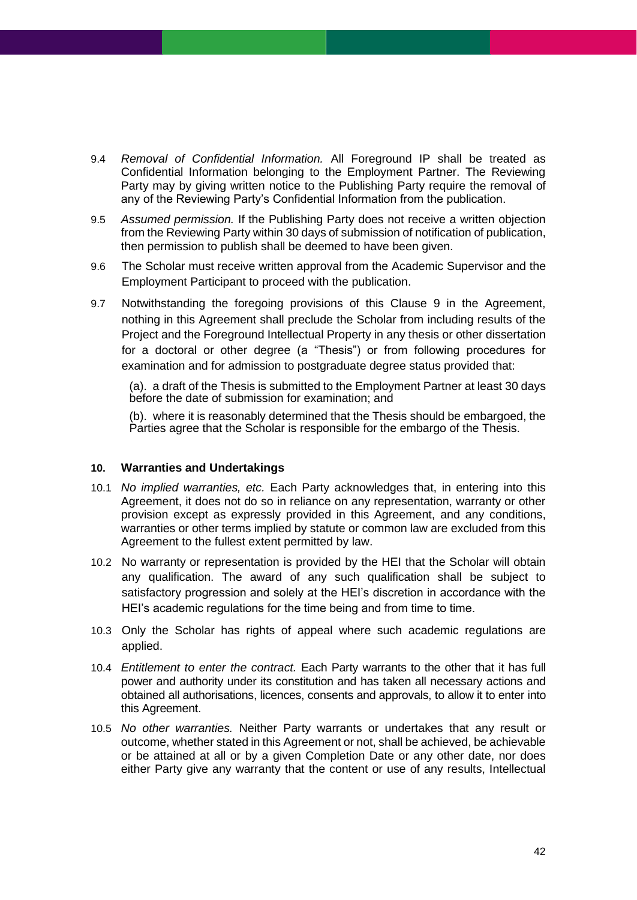9.4 *Removal of Confidential Information.* All Foreground IP shall be treated as Confidential Information belonging to the Employment Partner. The Reviewing Party may by giving written notice to the Publishing Party require the removal of any of the Reviewing Party's Confidential Information from the publication.

9.5 *Assumed permission.* If the Publishing Party does not receive a written objection from the Reviewing Party within 30 days of submission of notification of publication, then permission to publish shall be deemed to have been given.

9.6 The Scholar must receive written approval from the Academic Supervisor and the Employment Participant to proceed with the publication.

9.7 Notwithstanding the foregoing provisions of this Clause 9 in the Agreement, nothing in this Agreement shall preclude the Scholar from including results of the Project and the Foreground Intellectual Property in any thesis or other dissertation for a doctoral or other degree (a "Thesis") or from following procedures for examination and for admission to postgraduate degree status provided that:

(a). a draft of the Thesis is submitted to the Employment Partner at least 30 days before the date of submission for examination; and

(b). where it is reasonably determined that the Thesis should be embargoed, the Parties agree that the Scholar is responsible for the embargo of the Thesis.

## 10. Warranties and Undertakings

10.1 *No implied warranties, etc.* Each Party acknowledges that, in entering into this Agreement, it does not do so in reliance on any representation, warranty or other provision except as expressly provided in this Agreement, and any conditions, warranties or other terms implied by statute or common law are excluded from this Agreement to the fullest extent permitted by law.

10.2 No warranty or representation is provided by the HEI that the Scholar will obtain any qualification. The award of any such qualification shall be subject to satisfactory progression and solely at the HEI's discretion in accordance with the HEI's academic regulations for the time being and from time to time.

10.3 Only the Scholar has rights of appeal where such academic regulations are applied.

10.4 *Entitlement to enter the contract.* Each Party warrants to the other that it has full power and authority under its constitution and has taken all necessary actions and obtained all authorisations, licences, consents and approvals, to allow it to enter into this Agreement.

10.5 *No other warranties.* Neither Party warrants or undertakes that any result or outcome, whether stated in this Agreement or not, shall be achieved, be achievable or be attained at all or by a given Completion Date or any other date, nor does either Party give any warranty that the content or use of any results, Intellectual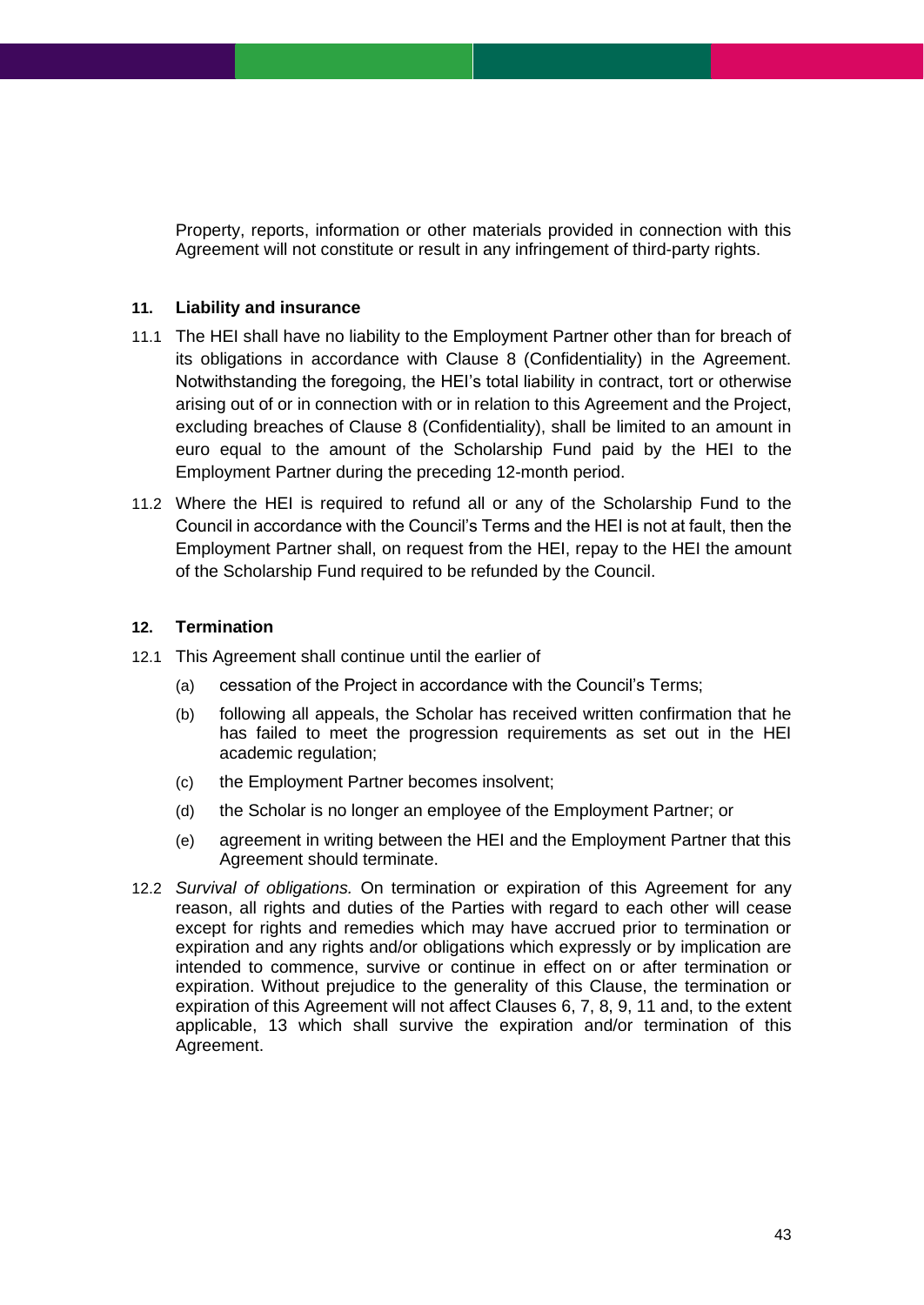Property, reports, information or other materials provided in connection with this Agreement will not constitute or result in any infringement of third-party rights.

**11. Liability and insurance**

11.1 The HEI shall have no liability to the Employment Partner other than for breach of its obligations in accordance with Clause 8 (Confidentiality) in the Agreement. Notwithstanding the foregoing, the HEI's total liability in contract, tort or otherwise arising out of or in connection with or in relation to this Agreement and the Project, excluding breaches of Clause 8 (Confidentiality), shall be limited to an amount in euro equal to the amount of the Scholarship Fund paid by the HEI to the Employment Partner during the preceding 12-month period.

11.2 Where the HEI is required to refund all or any of the Scholarship Fund to the Council in accordance with the Council's Terms and the HEI is not at fault, then the Employment Partner shall, on request from the HEI, repay to the HEI the amount of the Scholarship Fund required to be refunded by the Council.

**12. Termination**

12.1 This Agreement shall continue until the earlier of

(a) cessation of the Project in accordance with the Council's Terms;

(b) following all appeals, the Scholar has received written confirmation that he has failed to meet the progression requirements as set out in the HEI academic regulation;

(c) the Employment Partner becomes insolvent;

(d) the Scholar is no longer an employee of the Employment Partner; or

(e) agreement in writing between the HEI and the Employment Partner that this Agreement should terminate.

12.2 *Survival of obligations.* On termination or expiration of this Agreement for any reason, all rights and duties of the Parties with regard to each other will cease except for rights and remedies which may have accrued prior to termination or expiration and any rights and/or obligations which expressly or by implication are intended to commence, survive or continue in effect on or after termination or expiration. Without prejudice to the generality of this Clause, the termination or expiration of this Agreement will not affect Clauses 6, 7, 8, 9, 11 and, to the extent applicable, 13 which shall survive the expiration and/or termination of this Agreement.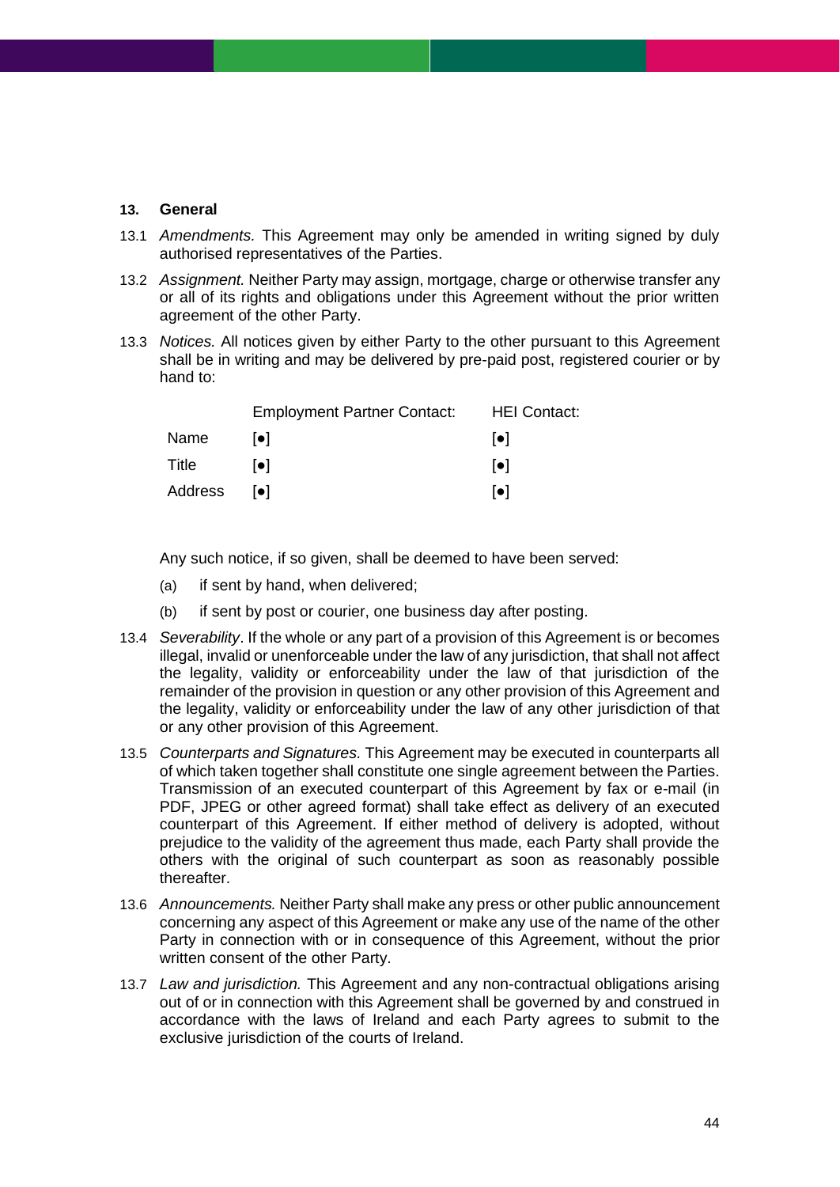### 13. General

13.1 *Amendments.* This Agreement may only be amended in writing signed by duly authorised representatives of the Parties.

13.2 *Assignment.* Neither Party may assign, mortgage, charge or otherwise transfer any or all of its rights and obligations under this Agreement without the prior written agreement of the other Party.

13.3 *Notices.* All notices given by either Party to the other pursuant to this Agreement shall be in writing and may be delivered by pre-paid post, registered courier or by hand to:

| | Employment Partner Contact: | HEI Contact: |
|---|---|---|
| Name | [●] | [●] |
| Title | [●] | [●] |
| Address | [●] | [●] |

Any such notice, if so given, shall be deemed to have been served:

(a) if sent by hand, when delivered;

(b) if sent by post or courier, one business day after posting.

13.4 *Severability*. If the whole or any part of a provision of this Agreement is or becomes illegal, invalid or unenforceable under the law of any jurisdiction, that shall not affect the legality, validity or enforceability under the law of that jurisdiction of the remainder of the provision in question or any other provision of this Agreement and the legality, validity or enforceability under the law of any other jurisdiction of that or any other provision of this Agreement.

13.5 *Counterparts and Signatures.* This Agreement may be executed in counterparts all of which taken together shall constitute one single agreement between the Parties. Transmission of an executed counterpart of this Agreement by fax or e-mail (in PDF, JPEG or other agreed format) shall take effect as delivery of an executed counterpart of this Agreement. If either method of delivery is adopted, without prejudice to the validity of the agreement thus made, each Party shall provide the others with the original of such counterpart as soon as reasonably possible thereafter.

13.6 *Announcements.* Neither Party shall make any press or other public announcement concerning any aspect of this Agreement or make any use of the name of the other Party in connection with or in consequence of this Agreement, without the prior written consent of the other Party.

13.7 *Law and jurisdiction.* This Agreement and any non-contractual obligations arising out of or in connection with this Agreement shall be governed by and construed in accordance with the laws of Ireland and each Party agrees to submit to the exclusive jurisdiction of the courts of Ireland.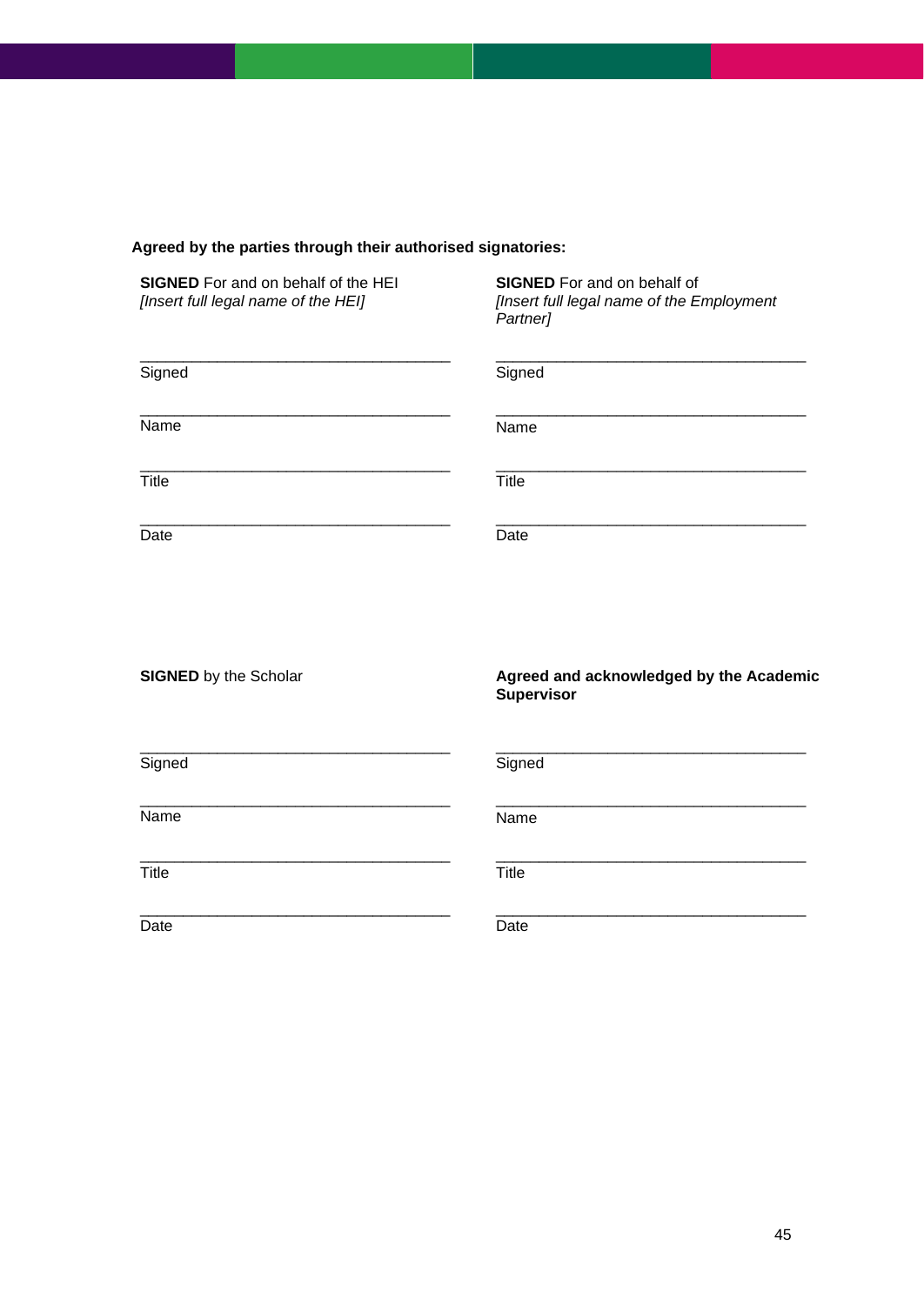**Agreed by the parties through their authorised signatories:**

**SIGNED** For and on behalf of the HEI
*[Insert full legal name of the HEI]*

\_\_\_\_\_\_\_\_\_\_\_\_\_\_\_\_\_\_\_\_\_\_\_\_\_\_\_\_\_\_\_\_\_\_\_
Signed

\_\_\_\_\_\_\_\_\_\_\_\_\_\_\_\_\_\_\_\_\_\_\_\_\_\_\_\_\_\_\_\_\_\_\_
Name

\_\_\_\_\_\_\_\_\_\_\_\_\_\_\_\_\_\_\_\_\_\_\_\_\_\_\_\_\_\_\_\_\_\_\_
Title

\_\_\_\_\_\_\_\_\_\_\_\_\_\_\_\_\_\_\_\_\_\_\_\_\_\_\_\_\_\_\_\_\_\_\_
Date

**SIGNED** For and on behalf of
*[Insert full legal name of the Employment Partner]*

\_\_\_\_\_\_\_\_\_\_\_\_\_\_\_\_\_\_\_\_\_\_\_\_\_\_\_\_\_\_\_\_\_\_\_
Signed

\_\_\_\_\_\_\_\_\_\_\_\_\_\_\_\_\_\_\_\_\_\_\_\_\_\_\_\_\_\_\_\_\_\_\_
Name

\_\_\_\_\_\_\_\_\_\_\_\_\_\_\_\_\_\_\_\_\_\_\_\_\_\_\_\_\_\_\_\_\_\_\_
Title

\_\_\_\_\_\_\_\_\_\_\_\_\_\_\_\_\_\_\_\_\_\_\_\_\_\_\_\_\_\_\_\_\_\_\_
Date

**SIGNED** by the Scholar

\_\_\_\_\_\_\_\_\_\_\_\_\_\_\_\_\_\_\_\_\_\_\_\_\_\_\_\_\_\_\_\_\_\_\_
Signed

\_\_\_\_\_\_\_\_\_\_\_\_\_\_\_\_\_\_\_\_\_\_\_\_\_\_\_\_\_\_\_\_\_\_\_
Name

\_\_\_\_\_\_\_\_\_\_\_\_\_\_\_\_\_\_\_\_\_\_\_\_\_\_\_\_\_\_\_\_\_\_\_
Title

\_\_\_\_\_\_\_\_\_\_\_\_\_\_\_\_\_\_\_\_\_\_\_\_\_\_\_\_\_\_\_\_\_\_\_
Date

**Agreed and acknowledged by the Academic Supervisor**

\_\_\_\_\_\_\_\_\_\_\_\_\_\_\_\_\_\_\_\_\_\_\_\_\_\_\_\_\_\_\_\_\_\_\_
Signed

\_\_\_\_\_\_\_\_\_\_\_\_\_\_\_\_\_\_\_\_\_\_\_\_\_\_\_\_\_\_\_\_\_\_\_
Name

\_\_\_\_\_\_\_\_\_\_\_\_\_\_\_\_\_\_\_\_\_\_\_\_\_\_\_\_\_\_\_\_\_\_\_
Title

\_\_\_\_\_\_\_\_\_\_\_\_\_\_\_\_\_\_\_\_\_\_\_\_\_\_\_\_\_\_\_\_\_\_\_
Date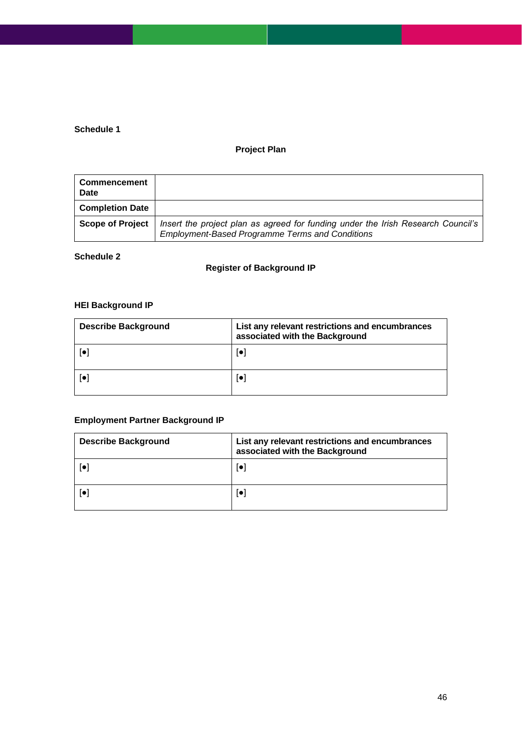**Schedule 1**

**Project Plan**

| | |
|---|---|
| **Commencement Date** | |
| **Completion Date** | |
| **Scope of Project** | *Insert the project plan as agreed for funding under the Irish Research Council's Employment-Based Programme Terms and Conditions* |

**Schedule 2**

**Register of Background IP**

**HEI Background IP**

| Describe Background | List any relevant restrictions and encumbrances associated with the Background |
|---|---|
| [•] | [•] |
| [•] | [•] |

**Employment Partner Background IP**

| Describe Background | List any relevant restrictions and encumbrances associated with the Background |
|---|---|
| [•] | [•] |
| [•] | [•] |